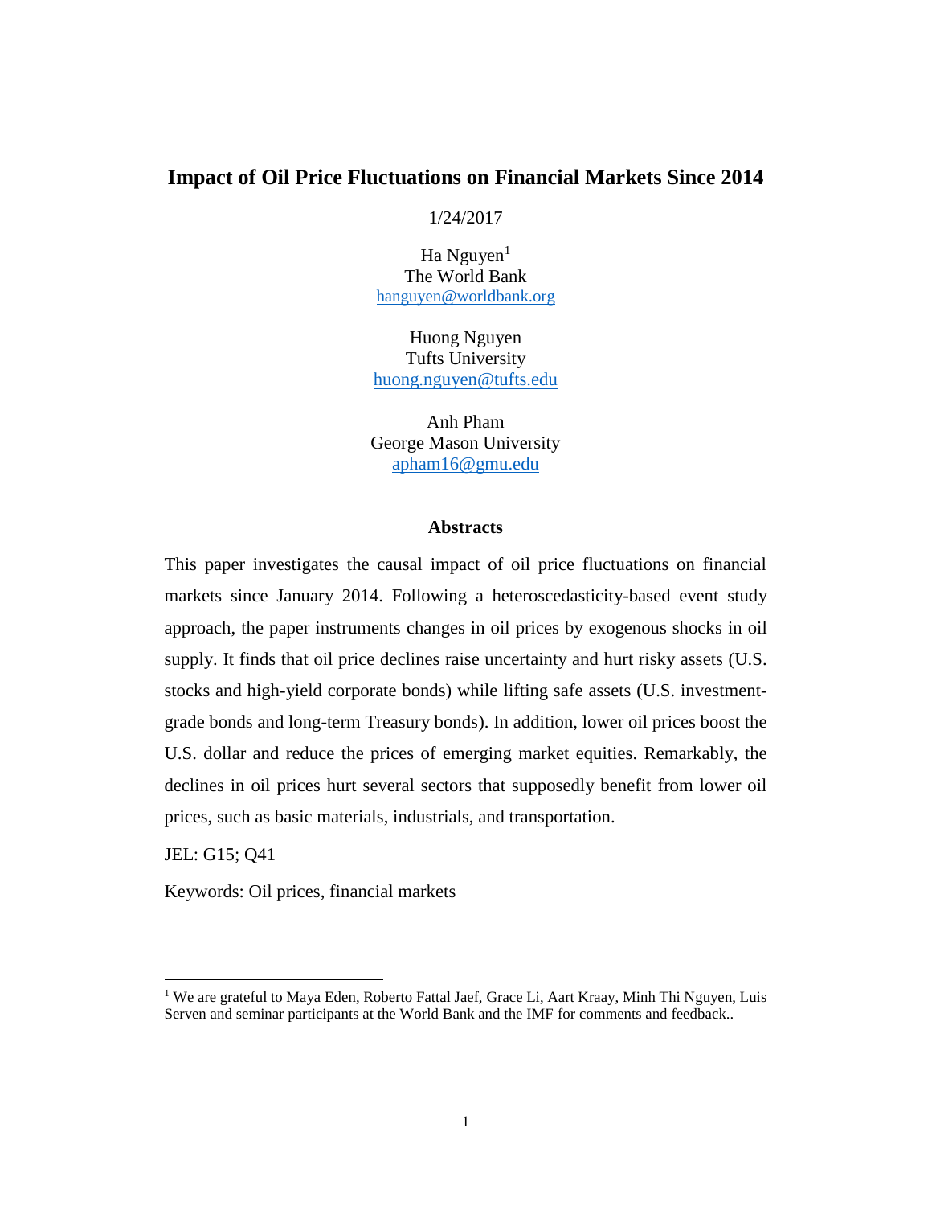# Impact of Oil Price Fluctuations on Financial Markets Since 2014

1/24/2017

Ha Nguyen[1]
The World Bank
hanguyen@worldbank.org

Huong Nguyen
Tufts University
huong.nguyen@tufts.edu

Anh Pham
George Mason University
apham16@gmu.edu

## Abstracts

This paper investigates the causal impact of oil price fluctuations on financial markets since January 2014. Following a heteroscedasticity-based event study approach, the paper instruments changes in oil prices by exogenous shocks in oil supply. It finds that oil price declines raise uncertainty and hurt risky assets (U.S. stocks and high-yield corporate bonds) while lifting safe assets (U.S. investment-grade bonds and long-term Treasury bonds). In addition, lower oil prices boost the U.S. dollar and reduce the prices of emerging market equities. Remarkably, the declines in oil prices hurt several sectors that supposedly benefit from lower oil prices, such as basic materials, industrials, and transportation.

JEL: G15; Q41

Keywords: Oil prices, financial markets

---

[1] We are grateful to Maya Eden, Roberto Fattal Jaef, Grace Li, Aart Kraay, Minh Thi Nguyen, Luis Serven and seminar participants at the World Bank and the IMF for comments and feedback..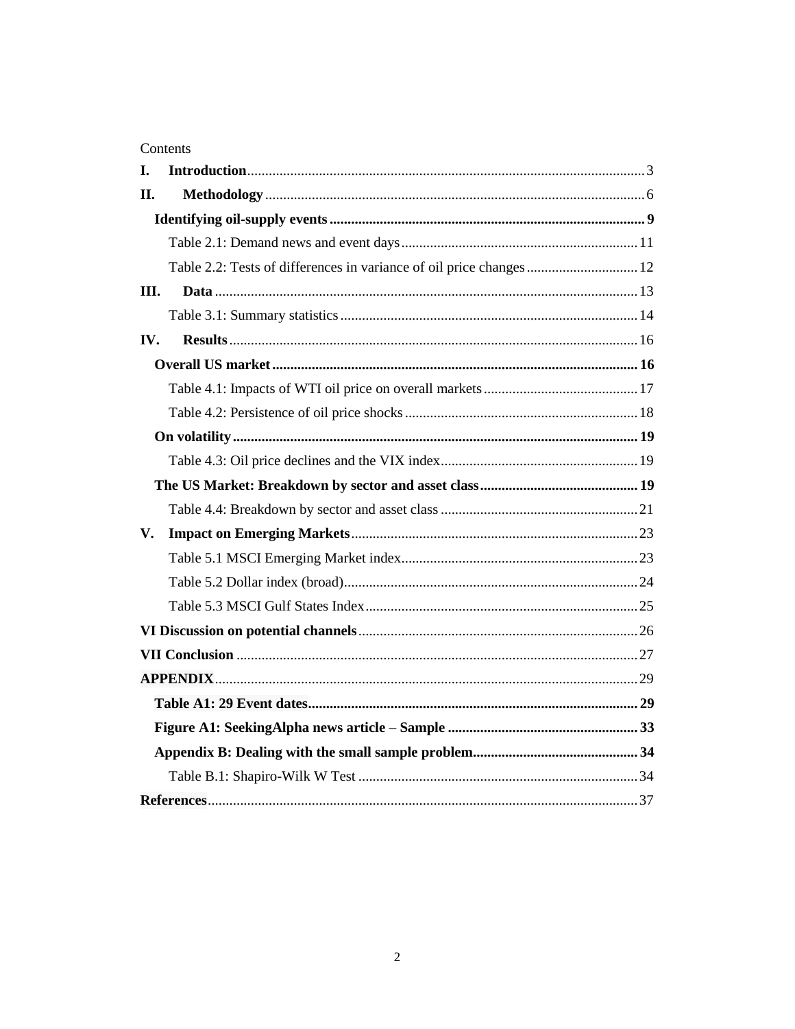Contents

**I. Introduction** .......... 3

**II. Methodology** .......... 6

**Identifying oil-supply events** .......... 9

Table 2.1: Demand news and event days .......... 11

Table 2.2: Tests of differences in variance of oil price changes .......... 12

**III. Data** .......... 13

Table 3.1: Summary statistics .......... 14

**IV. Results** .......... 16

**Overall US market** .......... 16

Table 4.1: Impacts of WTI oil price on overall markets .......... 17

Table 4.2: Persistence of oil price shocks .......... 18

**On volatility** .......... 19

Table 4.3: Oil price declines and the VIX index .......... 19

**The US Market: Breakdown by sector and asset class** .......... 19

Table 4.4: Breakdown by sector and asset class .......... 21

**V. Impact on Emerging Markets** .......... 23

Table 5.1 MSCI Emerging Market index .......... 23

Table 5.2 Dollar index (broad) .......... 24

Table 5.3 MSCI Gulf States Index .......... 25

**VI Discussion on potential channels** .......... 26

**VII Conclusion** .......... 27

**APPENDIX** .......... 29

**Table A1: 29 Event dates** .......... 29

**Figure A1: SeekingAlpha news article – Sample** .......... 33

**Appendix B: Dealing with the small sample problem** .......... 34

Table B.1: Shapiro-Wilk W Test .......... 34

**References** .......... 37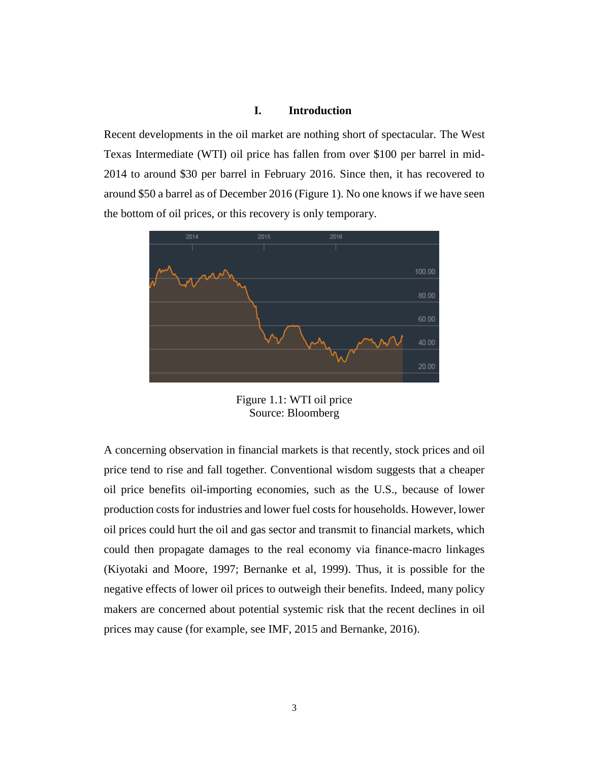# I. Introduction

Recent developments in the oil market are nothing short of spectacular. The West Texas Intermediate (WTI) oil price has fallen from over $100 per barrel in mid-2014 to around $30 per barrel in February 2016. Since then, it has recovered to around $50 a barrel as of December 2016 (Figure 1). No one knows if we have seen the bottom of oil prices, or this recovery is only temporary.

Figure 1.1: WTI oil price
Source: Bloomberg

A concerning observation in financial markets is that recently, stock prices and oil price tend to rise and fall together. Conventional wisdom suggests that a cheaper oil price benefits oil-importing economies, such as the U.S., because of lower production costs for industries and lower fuel costs for households. However, lower oil prices could hurt the oil and gas sector and transmit to financial markets, which could then propagate damages to the real economy via finance-macro linkages (Kiyotaki and Moore, 1997; Bernanke et al, 1999). Thus, it is possible for the negative effects of lower oil prices to outweigh their benefits. Indeed, many policy makers are concerned about potential systemic risk that the recent declines in oil prices may cause (for example, see IMF, 2015 and Bernanke, 2016).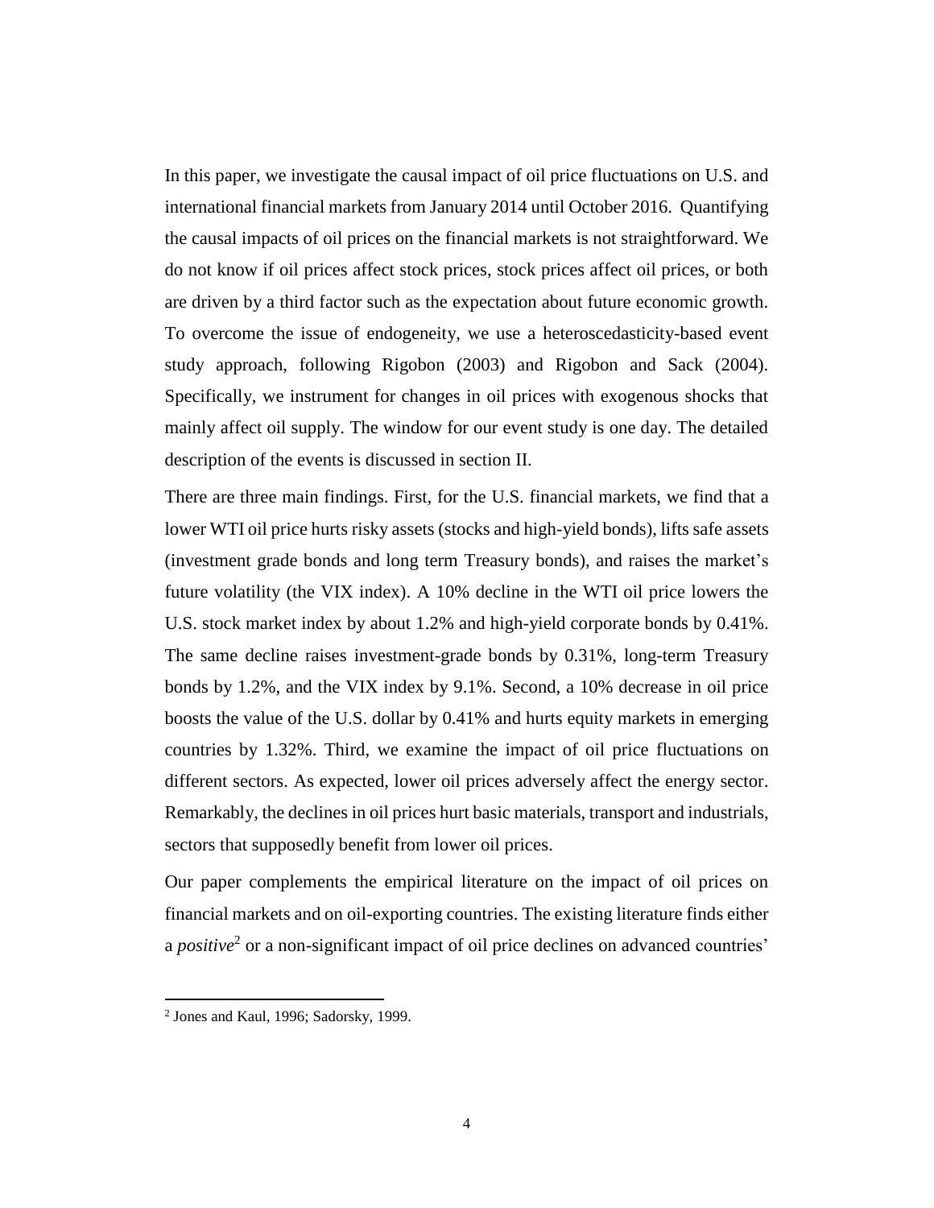In this paper, we investigate the causal impact of oil price fluctuations on U.S. and international financial markets from January 2014 until October 2016. Quantifying the causal impacts of oil prices on the financial markets is not straightforward. We do not know if oil prices affect stock prices, stock prices affect oil prices, or both are driven by a third factor such as the expectation about future economic growth. To overcome the issue of endogeneity, we use a heteroscedasticity-based event study approach, following Rigobon (2003) and Rigobon and Sack (2004). Specifically, we instrument for changes in oil prices with exogenous shocks that mainly affect oil supply. The window for our event study is one day. The detailed description of the events is discussed in section II.

There are three main findings. First, for the U.S. financial markets, we find that a lower WTI oil price hurts risky assets (stocks and high-yield bonds), lifts safe assets (investment grade bonds and long term Treasury bonds), and raises the market's future volatility (the VIX index). A 10% decline in the WTI oil price lowers the U.S. stock market index by about 1.2% and high-yield corporate bonds by 0.41%. The same decline raises investment-grade bonds by 0.31%, long-term Treasury bonds by 1.2%, and the VIX index by 9.1%. Second, a 10% decrease in oil price boosts the value of the U.S. dollar by 0.41% and hurts equity markets in emerging countries by 1.32%. Third, we examine the impact of oil price fluctuations on different sectors. As expected, lower oil prices adversely affect the energy sector. Remarkably, the declines in oil prices hurt basic materials, transport and industrials, sectors that supposedly benefit from lower oil prices.

Our paper complements the empirical literature on the impact of oil prices on financial markets and on oil-exporting countries. The existing literature finds either a *positive*[2] or a non-significant impact of oil price declines on advanced countries'

[2] Jones and Kaul, 1996; Sadorsky, 1999.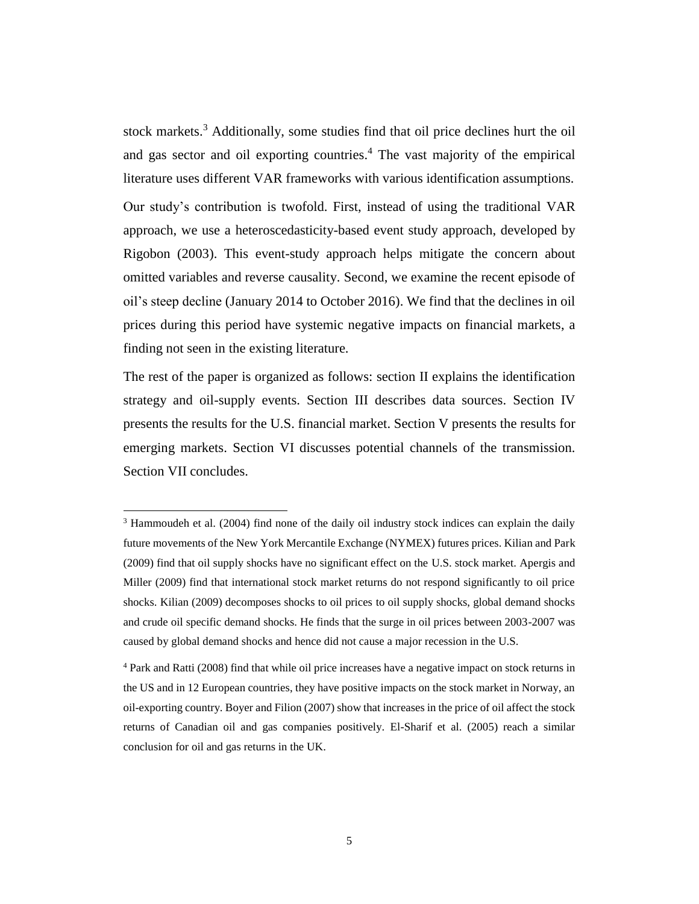stock markets.[3] Additionally, some studies find that oil price declines hurt the oil and gas sector and oil exporting countries.[4] The vast majority of the empirical literature uses different VAR frameworks with various identification assumptions.

Our study's contribution is twofold. First, instead of using the traditional VAR approach, we use a heteroscedasticity-based event study approach, developed by Rigobon (2003). This event-study approach helps mitigate the concern about omitted variables and reverse causality. Second, we examine the recent episode of oil's steep decline (January 2014 to October 2016). We find that the declines in oil prices during this period have systemic negative impacts on financial markets, a finding not seen in the existing literature.

The rest of the paper is organized as follows: section II explains the identification strategy and oil-supply events. Section III describes data sources. Section IV presents the results for the U.S. financial market. Section V presents the results for emerging markets. Section VI discusses potential channels of the transmission. Section VII concludes.

---

[3] Hammoudeh et al. (2004) find none of the daily oil industry stock indices can explain the daily future movements of the New York Mercantile Exchange (NYMEX) futures prices. Kilian and Park (2009) find that oil supply shocks have no significant effect on the U.S. stock market. Apergis and Miller (2009) find that international stock market returns do not respond significantly to oil price shocks. Kilian (2009) decomposes shocks to oil prices to oil supply shocks, global demand shocks and crude oil specific demand shocks. He finds that the surge in oil prices between 2003-2007 was caused by global demand shocks and hence did not cause a major recession in the U.S.

[4] Park and Ratti (2008) find that while oil price increases have a negative impact on stock returns in the US and in 12 European countries, they have positive impacts on the stock market in Norway, an oil-exporting country. Boyer and Filion (2007) show that increases in the price of oil affect the stock returns of Canadian oil and gas companies positively. El-Sharif et al. (2005) reach a similar conclusion for oil and gas returns in the UK.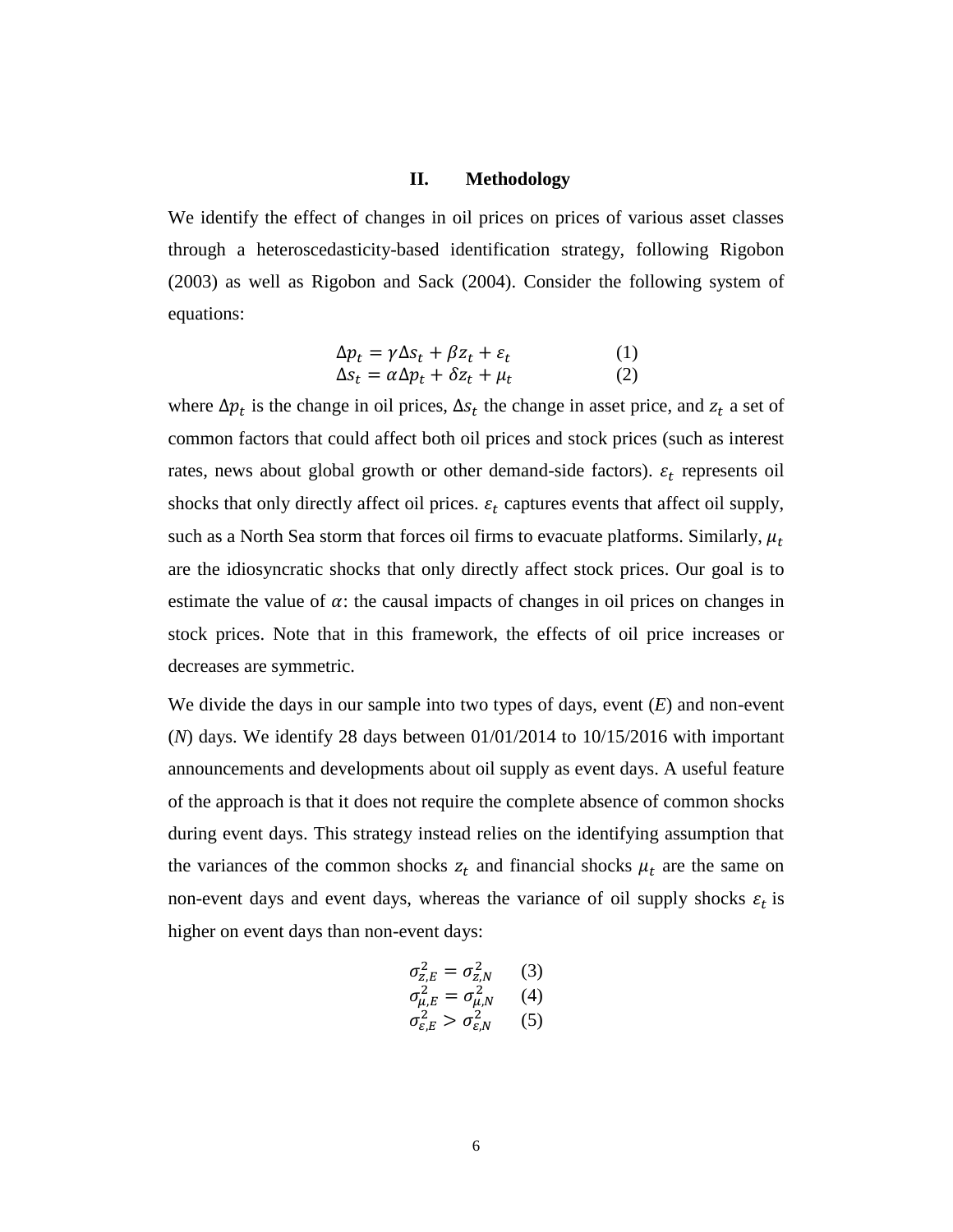## II. Methodology

We identify the effect of changes in oil prices on prices of various asset classes through a heteroscedasticity-based identification strategy, following Rigobon (2003) as well as Rigobon and Sack (2004). Consider the following system of equations:

$$\Delta p_t = \gamma \Delta s_t + \beta z_t + \varepsilon_t \qquad (1)$$

$$\Delta s_t = \alpha \Delta p_t + \delta z_t + \mu_t \qquad (2)$$

where $\Delta p_t$ is the change in oil prices, $\Delta s_t$ the change in asset price, and $z_t$ a set of common factors that could affect both oil prices and stock prices (such as interest rates, news about global growth or other demand-side factors). $\varepsilon_t$ represents oil shocks that only directly affect oil prices. $\varepsilon_t$ captures events that affect oil supply, such as a North Sea storm that forces oil firms to evacuate platforms. Similarly, $\mu_t$ are the idiosyncratic shocks that only directly affect stock prices. Our goal is to estimate the value of $\alpha$: the causal impacts of changes in oil prices on changes in stock prices. Note that in this framework, the effects of oil price increases or decreases are symmetric.

We divide the days in our sample into two types of days, event (*E*) and non-event (*N*) days. We identify 28 days between 01/01/2014 to 10/15/2016 with important announcements and developments about oil supply as event days. A useful feature of the approach is that it does not require the complete absence of common shocks during event days. This strategy instead relies on the identifying assumption that the variances of the common shocks $z_t$ and financial shocks $\mu_t$ are the same on non-event days and event days, whereas the variance of oil supply shocks $\varepsilon_t$ is higher on event days than non-event days:

$$\sigma_{z,E}^2 = \sigma_{z,N}^2 \qquad (3)$$

$$\sigma_{\mu,E}^2 = \sigma_{\mu,N}^2 \qquad (4)$$

$$\sigma_{\varepsilon,E}^2 > \sigma_{\varepsilon,N}^2 \qquad (5)$$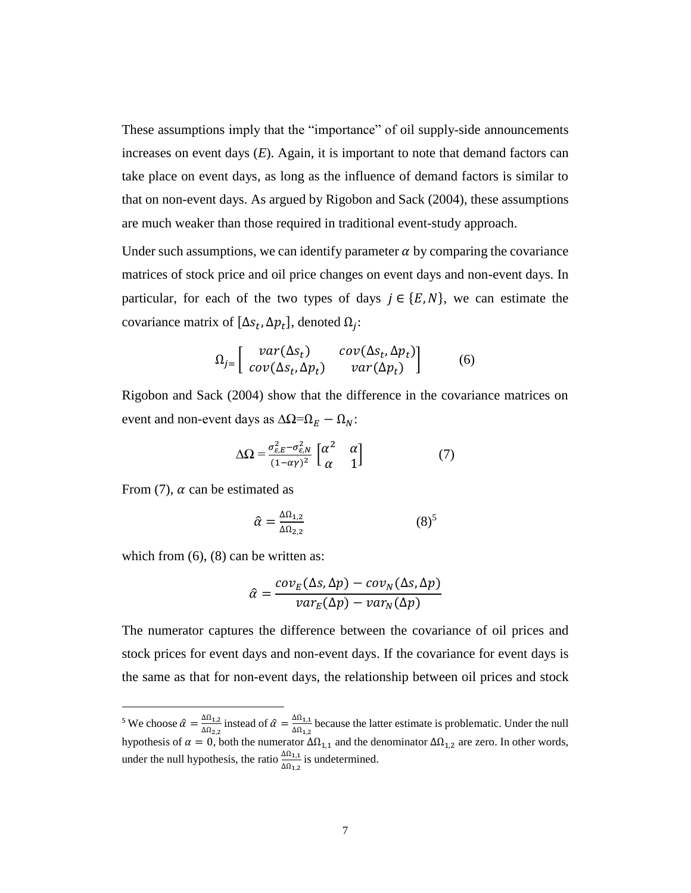These assumptions imply that the "importance" of oil supply-side announcements increases on event days (*E*). Again, it is important to note that demand factors can take place on event days, as long as the influence of demand factors is similar to that on non-event days. As argued by Rigobon and Sack (2004), these assumptions are much weaker than those required in traditional event-study approach.

Under such assumptions, we can identify parameter $\alpha$ by comparing the covariance matrices of stock price and oil price changes on event days and non-event days. In particular, for each of the two types of days $j \in \{E, N\}$, we can estimate the covariance matrix of $[\Delta s_t, \Delta p_t]$, denoted $\Omega_j$:

$$\Omega_j = \begin{bmatrix} var(\Delta s_t) & cov(\Delta s_t, \Delta p_t) \\ cov(\Delta s_t, \Delta p_t) & var(\Delta p_t) \end{bmatrix} \qquad (6)$$

Rigobon and Sack (2004) show that the difference in the covariance matrices on event and non-event days as $\Delta\Omega = \Omega_E - \Omega_N$:

$$\Delta\Omega = \frac{\sigma_{\varepsilon,E}^2 - \sigma_{\varepsilon,N}^2}{(1-\alpha\gamma)^2} \begin{bmatrix} \alpha^2 & \alpha \\ \alpha & 1 \end{bmatrix} \qquad (7)$$

From (7), $\alpha$ can be estimated as

$$\hat{\alpha} = \frac{\Delta\Omega_{1,2}}{\Delta\Omega_{2,2}} \qquad (8)$$[5]

which from (6), (8) can be written as:

$$\hat{\alpha} = \frac{cov_E(\Delta s, \Delta p) - cov_N(\Delta s, \Delta p)}{var_E(\Delta p) - var_N(\Delta p)}$$

The numerator captures the difference between the covariance of oil prices and stock prices for event days and non-event days. If the covariance for event days is the same as that for non-event days, the relationship between oil prices and stock

---

[5] We choose $\hat{\alpha} = \frac{\Delta\Omega_{1,2}}{\Delta\Omega_{2,2}}$ instead of $\hat{\alpha} = \frac{\Delta\Omega_{1,1}}{\Delta\Omega_{1,2}}$ because the latter estimate is problematic. Under the null hypothesis of $\alpha = 0$, both the numerator $\Delta\Omega_{1,1}$ and the denominator $\Delta\Omega_{1,2}$ are zero. In other words, under the null hypothesis, the ratio $\frac{\Delta\Omega_{1,1}}{\Delta\Omega_{1,2}}$ is undetermined.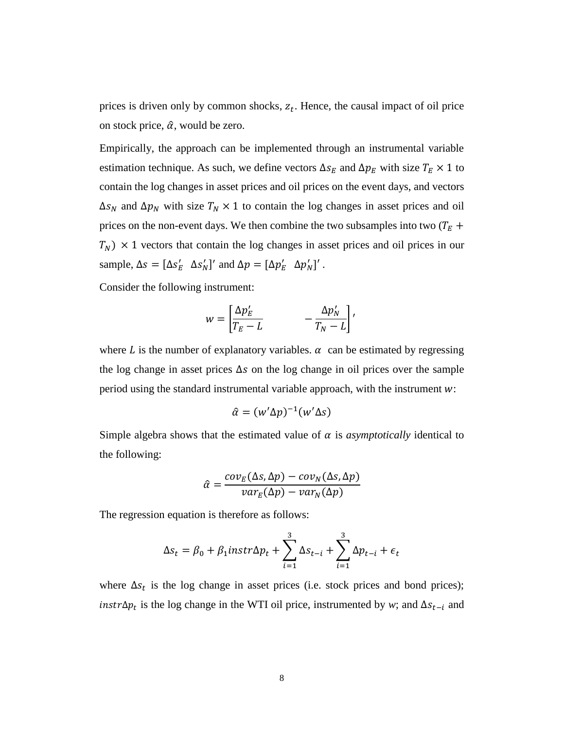prices is driven only by common shocks, $z_t$. Hence, the causal impact of oil price on stock price, $\hat{\alpha}$, would be zero.

Empirically, the approach can be implemented through an instrumental variable estimation technique. As such, we define vectors $\Delta s_E$ and $\Delta p_E$ with size $T_E \times 1$ to contain the log changes in asset prices and oil prices on the event days, and vectors $\Delta s_N$ and $\Delta p_N$ with size $T_N \times 1$ to contain the log changes in asset prices and oil prices on the non-event days. We then combine the two subsamples into two $(T_E + T_N) \times 1$ vectors that contain the log changes in asset prices and oil prices in our sample, $\Delta s = [\Delta s_E' \;\; \Delta s_N']'$ and $\Delta p = [\Delta p_E' \;\; \Delta p_N']'$.

Consider the following instrument:

$$w = \left[\frac{\Delta p_E'}{T_E - L} \qquad -\frac{\Delta p_N'}{T_N - L}\right]',$$

where $L$ is the number of explanatory variables. $\alpha$ can be estimated by regressing the log change in asset prices $\Delta s$ on the log change in oil prices over the sample period using the standard instrumental variable approach, with the instrument $w$:

$$\hat{\alpha} = (w'\Delta p)^{-1}(w'\Delta s)$$

Simple algebra shows that the estimated value of $\alpha$ is *asymptotically* identical to the following:

$$\hat{\alpha} = \frac{cov_E(\Delta s, \Delta p) - cov_N(\Delta s, \Delta p)}{var_E(\Delta p) - var_N(\Delta p)}$$

The regression equation is therefore as follows:

$$\Delta s_t = \beta_0 + \beta_1 instr\Delta p_t + \sum_{i=1}^{3} \Delta s_{t-i} + \sum_{i=1}^{3} \Delta p_{t-i} + \epsilon_t$$

where $\Delta s_t$ is the log change in asset prices (i.e. stock prices and bond prices); $instr\Delta p_t$ is the log change in the WTI oil price, instrumented by *w*; and $\Delta s_{t-i}$ and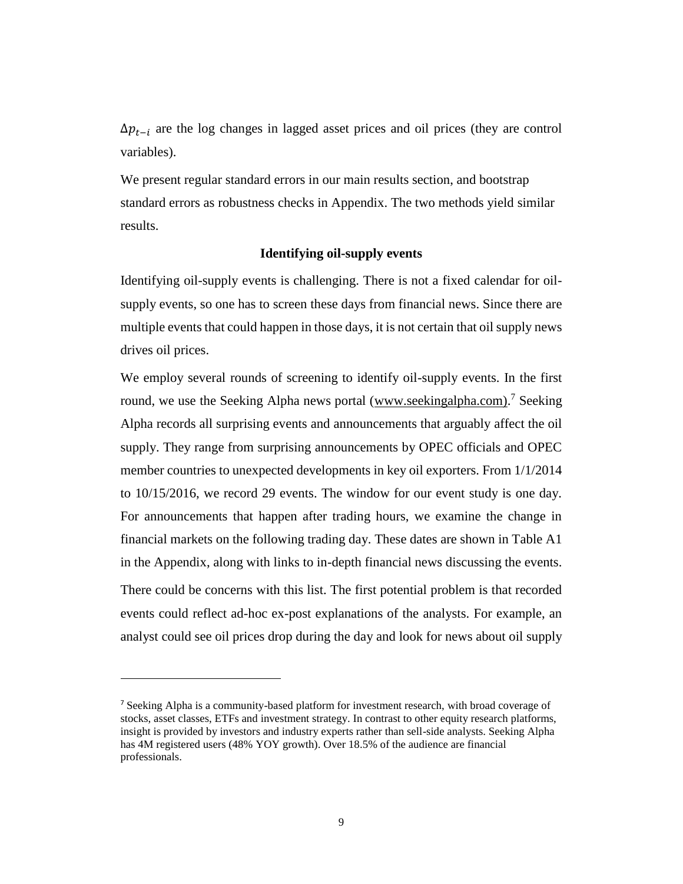$\Delta p_{t-i}$ are the log changes in lagged asset prices and oil prices (they are control variables).

We present regular standard errors in our main results section, and bootstrap standard errors as robustness checks in Appendix. The two methods yield similar results.

### Identifying oil-supply events

Identifying oil-supply events is challenging. There is not a fixed calendar for oil-supply events, so one has to screen these days from financial news. Since there are multiple events that could happen in those days, it is not certain that oil supply news drives oil prices.

We employ several rounds of screening to identify oil-supply events. In the first round, we use the Seeking Alpha news portal (www.seekingalpha.com).[7] Seeking Alpha records all surprising events and announcements that arguably affect the oil supply. They range from surprising announcements by OPEC officials and OPEC member countries to unexpected developments in key oil exporters. From 1/1/2014 to 10/15/2016, we record 29 events. The window for our event study is one day. For announcements that happen after trading hours, we examine the change in financial markets on the following trading day. These dates are shown in Table A1 in the Appendix, along with links to in-depth financial news discussing the events.

There could be concerns with this list. The first potential problem is that recorded events could reflect ad-hoc ex-post explanations of the analysts. For example, an analyst could see oil prices drop during the day and look for news about oil supply

[7] Seeking Alpha is a community-based platform for investment research, with broad coverage of stocks, asset classes, ETFs and investment strategy. In contrast to other equity research platforms, insight is provided by investors and industry experts rather than sell-side analysts. Seeking Alpha has 4M registered users (48% YOY growth). Over 18.5% of the audience are financial professionals.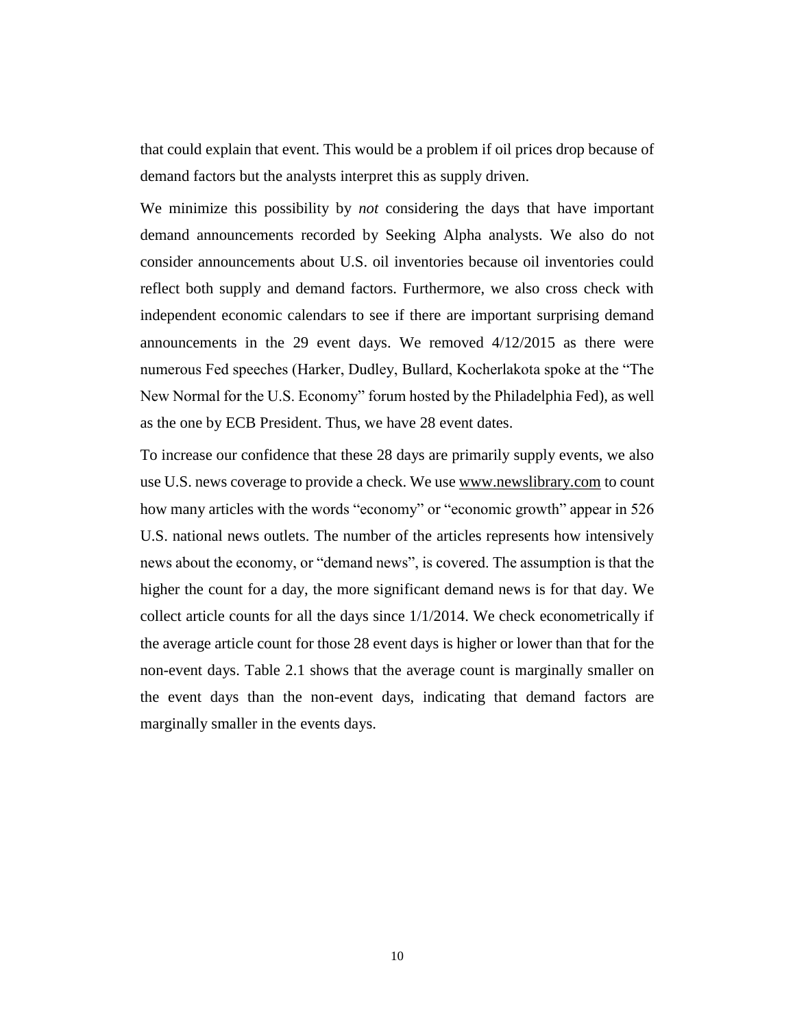that could explain that event. This would be a problem if oil prices drop because of demand factors but the analysts interpret this as supply driven.

We minimize this possibility by *not* considering the days that have important demand announcements recorded by Seeking Alpha analysts. We also do not consider announcements about U.S. oil inventories because oil inventories could reflect both supply and demand factors. Furthermore, we also cross check with independent economic calendars to see if there are important surprising demand announcements in the 29 event days. We removed 4/12/2015 as there were numerous Fed speeches (Harker, Dudley, Bullard, Kocherlakota spoke at the "The New Normal for the U.S. Economy" forum hosted by the Philadelphia Fed), as well as the one by ECB President. Thus, we have 28 event dates.

To increase our confidence that these 28 days are primarily supply events, we also use U.S. news coverage to provide a check. We use www.newslibrary.com to count how many articles with the words "economy" or "economic growth" appear in 526 U.S. national news outlets. The number of the articles represents how intensively news about the economy, or "demand news", is covered. The assumption is that the higher the count for a day, the more significant demand news is for that day. We collect article counts for all the days since 1/1/2014. We check econometrically if the average article count for those 28 event days is higher or lower than that for the non-event days. Table 2.1 shows that the average count is marginally smaller on the event days than the non-event days, indicating that demand factors are marginally smaller in the events days.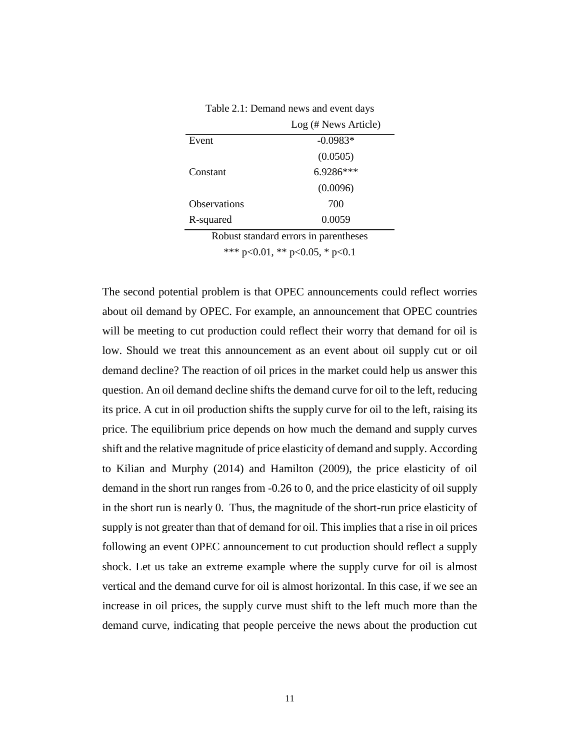Table 2.1: Demand news and event days

| | Log (# News Article) |
|---|---|
| Event | -0.0983* |
| | (0.0505) |
| Constant | 6.9286*** |
| | (0.0096) |
| Observations | 700 |
| R-squared | 0.0059 |

Robust standard errors in parentheses

*** p<0.01, ** p<0.05, * p<0.1

The second potential problem is that OPEC announcements could reflect worries about oil demand by OPEC. For example, an announcement that OPEC countries will be meeting to cut production could reflect their worry that demand for oil is low. Should we treat this announcement as an event about oil supply cut or oil demand decline? The reaction of oil prices in the market could help us answer this question. An oil demand decline shifts the demand curve for oil to the left, reducing its price. A cut in oil production shifts the supply curve for oil to the left, raising its price. The equilibrium price depends on how much the demand and supply curves shift and the relative magnitude of price elasticity of demand and supply. According to Kilian and Murphy (2014) and Hamilton (2009), the price elasticity of oil demand in the short run ranges from -0.26 to 0, and the price elasticity of oil supply in the short run is nearly 0. Thus, the magnitude of the short-run price elasticity of supply is not greater than that of demand for oil. This implies that a rise in oil prices following an event OPEC announcement to cut production should reflect a supply shock. Let us take an extreme example where the supply curve for oil is almost vertical and the demand curve for oil is almost horizontal. In this case, if we see an increase in oil prices, the supply curve must shift to the left much more than the demand curve, indicating that people perceive the news about the production cut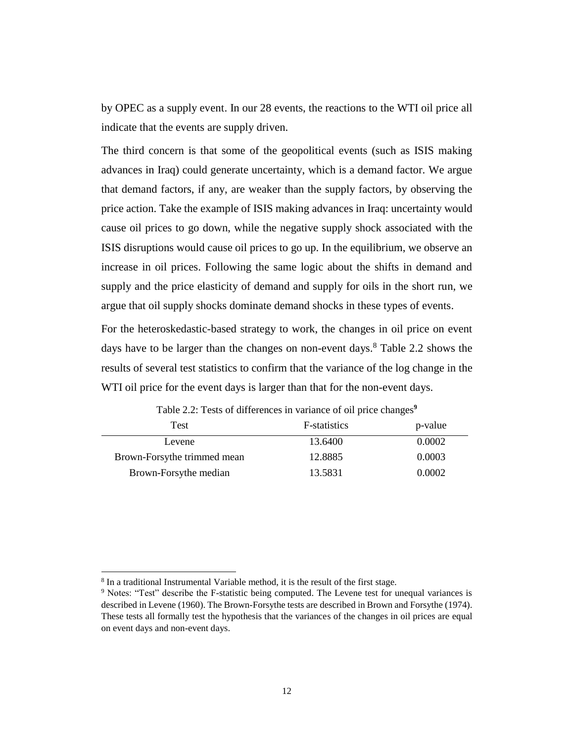by OPEC as a supply event. In our 28 events, the reactions to the WTI oil price all indicate that the events are supply driven.

The third concern is that some of the geopolitical events (such as ISIS making advances in Iraq) could generate uncertainty, which is a demand factor. We argue that demand factors, if any, are weaker than the supply factors, by observing the price action. Take the example of ISIS making advances in Iraq: uncertainty would cause oil prices to go down, while the negative supply shock associated with the ISIS disruptions would cause oil prices to go up. In the equilibrium, we observe an increase in oil prices. Following the same logic about the shifts in demand and supply and the price elasticity of demand and supply for oils in the short run, we argue that oil supply shocks dominate demand shocks in these types of events.

For the heteroskedastic-based strategy to work, the changes in oil price on event days have to be larger than the changes on non-event days.[8] Table 2.2 shows the results of several test statistics to confirm that the variance of the log change in the WTI oil price for the event days is larger than that for the non-event days.

Table 2.2: Tests of differences in variance of oil price changes[9]

| Test | F-statistics | p-value |
|---|---|---|
| Levene | 13.6400 | 0.0002 |
| Brown-Forsythe trimmed mean | 12.8885 | 0.0003 |
| Brown-Forsythe median | 13.5831 | 0.0002 |

[8] In a traditional Instrumental Variable method, it is the result of the first stage.

[9] Notes: "Test" describe the F-statistic being computed. The Levene test for unequal variances is described in Levene (1960). The Brown-Forsythe tests are described in Brown and Forsythe (1974). These tests all formally test the hypothesis that the variances of the changes in oil prices are equal on event days and non-event days.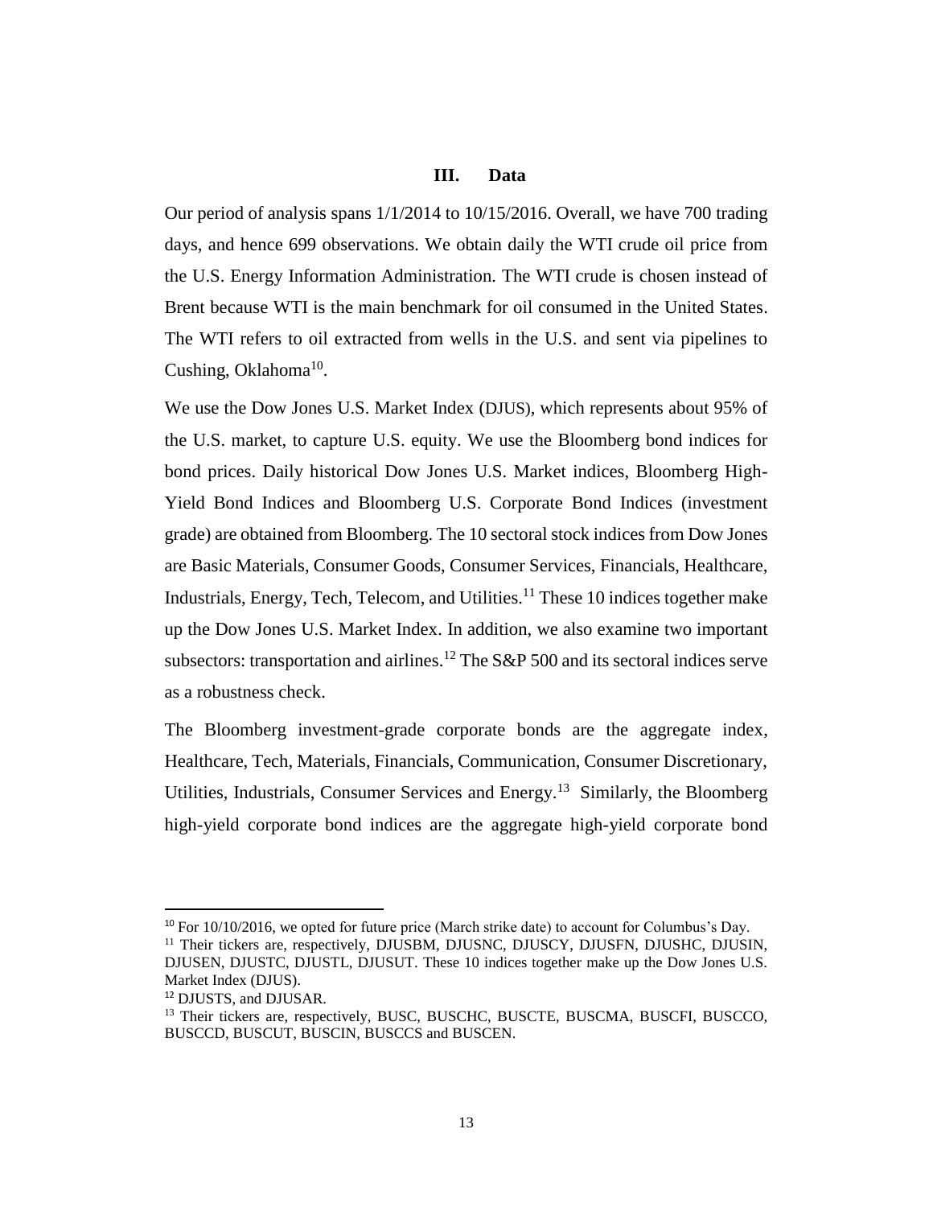## III. Data

Our period of analysis spans 1/1/2014 to 10/15/2016. Overall, we have 700 trading days, and hence 699 observations. We obtain daily the WTI crude oil price from the U.S. Energy Information Administration. The WTI crude is chosen instead of Brent because WTI is the main benchmark for oil consumed in the United States. The WTI refers to oil extracted from wells in the U.S. and sent via pipelines to Cushing, Oklahoma[10].

We use the Dow Jones U.S. Market Index (DJUS), which represents about 95% of the U.S. market, to capture U.S. equity. We use the Bloomberg bond indices for bond prices. Daily historical Dow Jones U.S. Market indices, Bloomberg High-Yield Bond Indices and Bloomberg U.S. Corporate Bond Indices (investment grade) are obtained from Bloomberg. The 10 sectoral stock indices from Dow Jones are Basic Materials, Consumer Goods, Consumer Services, Financials, Healthcare, Industrials, Energy, Tech, Telecom, and Utilities.[11] These 10 indices together make up the Dow Jones U.S. Market Index. In addition, we also examine two important subsectors: transportation and airlines.[12] The S&P 500 and its sectoral indices serve as a robustness check.

The Bloomberg investment-grade corporate bonds are the aggregate index, Healthcare, Tech, Materials, Financials, Communication, Consumer Discretionary, Utilities, Industrials, Consumer Services and Energy.[13] Similarly, the Bloomberg high-yield corporate bond indices are the aggregate high-yield corporate bond

---

[10] For 10/10/2016, we opted for future price (March strike date) to account for Columbus's Day.

[11] Their tickers are, respectively, DJUSBM, DJUSNC, DJUSCY, DJUSFN, DJUSHC, DJUSIN, DJUSEN, DJUSTC, DJUSTL, DJUSUT. These 10 indices together make up the Dow Jones U.S. Market Index (DJUS).

[12] DJUSTS, and DJUSAR.

[13] Their tickers are, respectively, BUSC, BUSCHC, BUSCTE, BUSCMA, BUSCFI, BUSCCO, BUSCCD, BUSCUT, BUSCIN, BUSCCS and BUSCEN.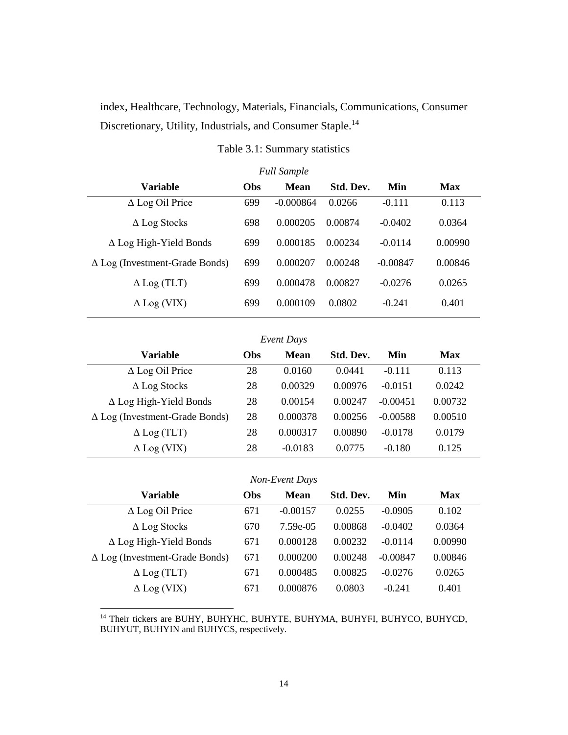index, Healthcare, Technology, Materials, Financials, Communications, Consumer Discretionary, Utility, Industrials, and Consumer Staple.[14]

Table 3.1: Summary statistics

*Full Sample*

| Variable | Obs | Mean | Std. Dev. | Min | Max |
|---|---|---|---|---|---|
| Δ Log Oil Price | 699 | -0.000864 | 0.0266 | -0.111 | 0.113 |
| Δ Log Stocks | 698 | 0.000205 | 0.00874 | -0.0402 | 0.0364 |
| Δ Log High-Yield Bonds | 699 | 0.000185 | 0.00234 | -0.0114 | 0.00990 |
| Δ Log (Investment-Grade Bonds) | 699 | 0.000207 | 0.00248 | -0.00847 | 0.00846 |
| Δ Log (TLT) | 699 | 0.000478 | 0.00827 | -0.0276 | 0.0265 |
| Δ Log (VIX) | 699 | 0.000109 | 0.0802 | -0.241 | 0.401 |

*Event Days*

| Variable | Obs | Mean | Std. Dev. | Min | Max |
|---|---|---|---|---|---|
| Δ Log Oil Price | 28 | 0.0160 | 0.0441 | -0.111 | 0.113 |
| Δ Log Stocks | 28 | 0.00329 | 0.00976 | -0.0151 | 0.0242 |
| Δ Log High-Yield Bonds | 28 | 0.00154 | 0.00247 | -0.00451 | 0.00732 |
| Δ Log (Investment-Grade Bonds) | 28 | 0.000378 | 0.00256 | -0.00588 | 0.00510 |
| Δ Log (TLT) | 28 | 0.000317 | 0.00890 | -0.0178 | 0.0179 |
| Δ Log (VIX) | 28 | -0.0183 | 0.0775 | -0.180 | 0.125 |

*Non-Event Days*

| Variable | Obs | Mean | Std. Dev. | Min | Max |
|---|---|---|---|---|---|
| Δ Log Oil Price | 671 | -0.00157 | 0.0255 | -0.0905 | 0.102 |
| Δ Log Stocks | 670 | 7.59e-05 | 0.00868 | -0.0402 | 0.0364 |
| Δ Log High-Yield Bonds | 671 | 0.000128 | 0.00232 | -0.0114 | 0.00990 |
| Δ Log (Investment-Grade Bonds) | 671 | 0.000200 | 0.00248 | -0.00847 | 0.00846 |
| Δ Log (TLT) | 671 | 0.000485 | 0.00825 | -0.0276 | 0.0265 |
| Δ Log (VIX) | 671 | 0.000876 | 0.0803 | -0.241 | 0.401 |

[14] Their tickers are BUHY, BUHYHC, BUHYTE, BUHYMA, BUHYFI, BUHYCO, BUHYCD, BUHYUT, BUHYIN and BUHYCS, respectively.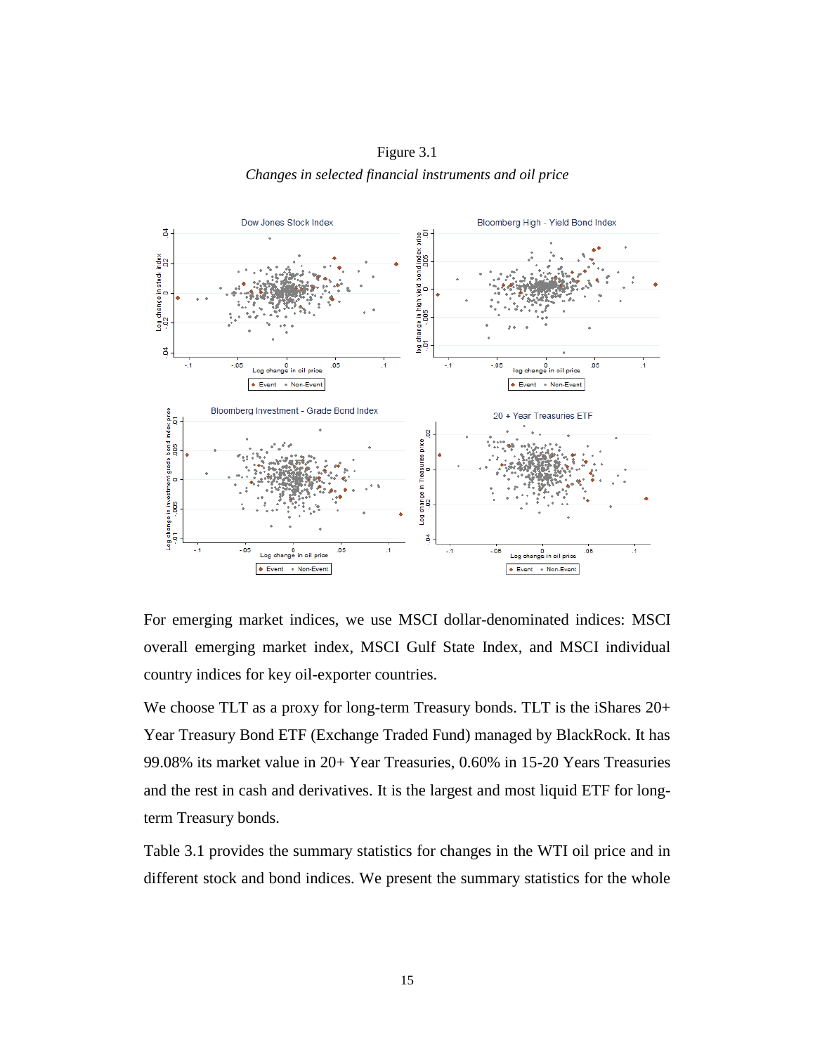Figure 3.1

*Changes in selected financial instruments and oil price*

For emerging market indices, we use MSCI dollar-denominated indices: MSCI overall emerging market index, MSCI Gulf State Index, and MSCI individual country indices for key oil-exporter countries.

We choose TLT as a proxy for long-term Treasury bonds. TLT is the iShares 20+ Year Treasury Bond ETF (Exchange Traded Fund) managed by BlackRock. It has 99.08% its market value in 20+ Year Treasuries, 0.60% in 15-20 Years Treasuries and the rest in cash and derivatives. It is the largest and most liquid ETF for long-term Treasury bonds.

Table 3.1 provides the summary statistics for changes in the WTI oil price and in different stock and bond indices. We present the summary statistics for the whole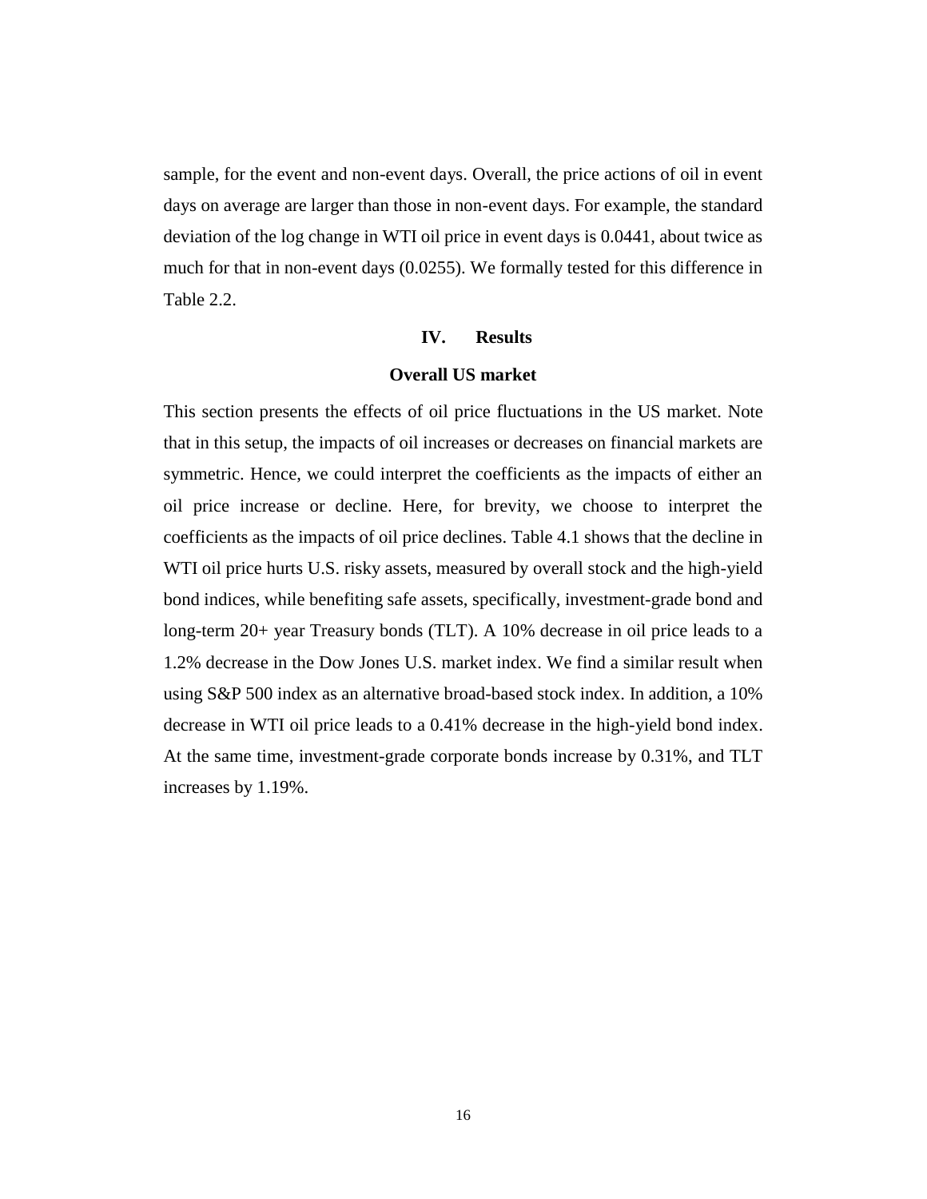sample, for the event and non-event days. Overall, the price actions of oil in event days on average are larger than those in non-event days. For example, the standard deviation of the log change in WTI oil price in event days is 0.0441, about twice as much for that in non-event days (0.0255). We formally tested for this difference in Table 2.2.

## IV. Results

### Overall US market

This section presents the effects of oil price fluctuations in the US market. Note that in this setup, the impacts of oil increases or decreases on financial markets are symmetric. Hence, we could interpret the coefficients as the impacts of either an oil price increase or decline. Here, for brevity, we choose to interpret the coefficients as the impacts of oil price declines. Table 4.1 shows that the decline in WTI oil price hurts U.S. risky assets, measured by overall stock and the high-yield bond indices, while benefiting safe assets, specifically, investment-grade bond and long-term 20+ year Treasury bonds (TLT). A 10% decrease in oil price leads to a 1.2% decrease in the Dow Jones U.S. market index. We find a similar result when using S&P 500 index as an alternative broad-based stock index. In addition, a 10% decrease in WTI oil price leads to a 0.41% decrease in the high-yield bond index. At the same time, investment-grade corporate bonds increase by 0.31%, and TLT increases by 1.19%.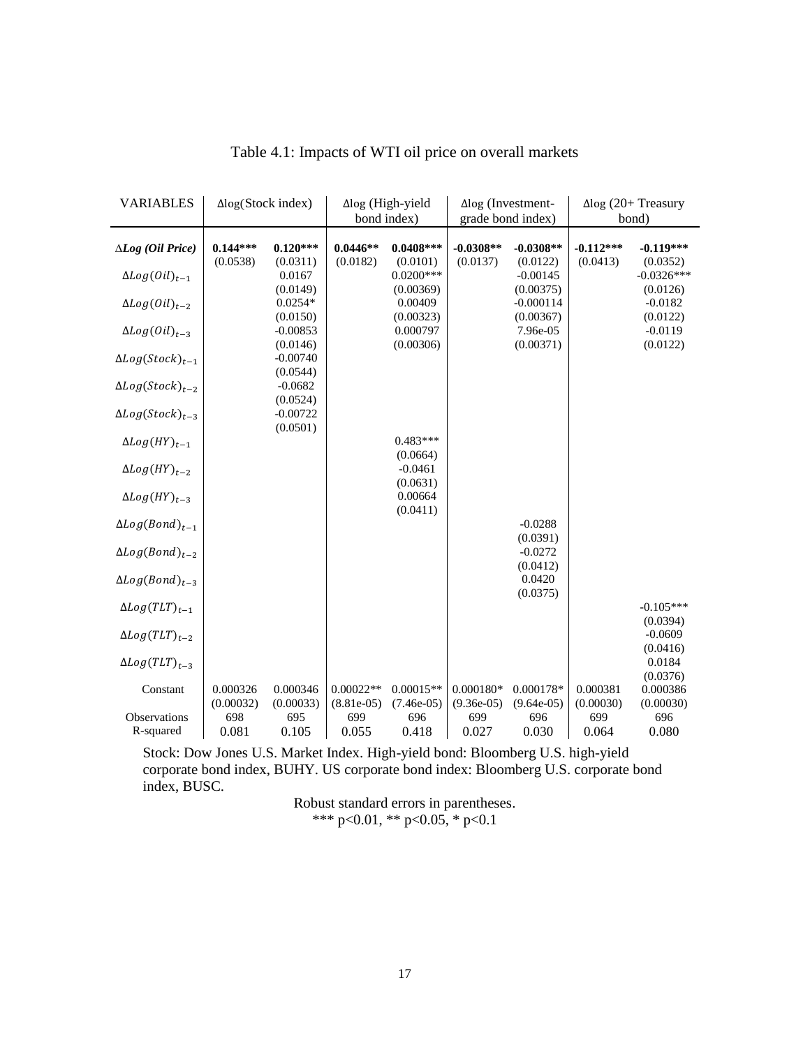Table 4.1: Impacts of WTI oil price on overall markets

| VARIABLES | Δlog(Stock index) | | Δlog (High-yield bond index) | | Δlog (Investment-grade bond index) | | Δlog (20+ Treasury bond) | |
|---|---|---|---|---|---|---|---|---|
| ***ΔLog (Oil Price)*** | **0.144***** | **0.120***** | **0.0446**** | **0.0408***** | **-0.0308**** | **-0.0308**** | **-0.112***** | **-0.119***** |
| | (0.0538) | (0.0311) | (0.0182) | (0.0101) | (0.0137) | (0.0122) | (0.0413) | (0.0352) |
| $\Delta Log(Oil)_{t-1}$ | | 0.0167 | | 0.0200*** | | -0.00145 | | -0.0326*** |
| | | (0.0149) | | (0.00369) | | (0.00375) | | (0.0126) |
| $\Delta Log(Oil)_{t-2}$ | | 0.0254* | | 0.00409 | | -0.000114 | | -0.0182 |
| | | (0.0150) | | (0.00323) | | (0.00367) | | (0.0122) |
| $\Delta Log(Oil)_{t-3}$ | | -0.00853 | | 0.000797 | | 7.96e-05 | | -0.0119 |
| | | (0.0146) | | (0.00306) | | (0.00371) | | (0.0122) |
| $\Delta Log(Stock)_{t-1}$ | | -0.00740 | | | | | | |
| | | (0.0544) | | | | | | |
| $\Delta Log(Stock)_{t-2}$ | | -0.0682 | | | | | | |
| | | (0.0524) | | | | | | |
| $\Delta Log(Stock)_{t-3}$ | | -0.00722 | | | | | | |
| | | (0.0501) | | | | | | |
| $\Delta Log(HY)_{t-1}$ | | | | 0.483*** | | | | |
| | | | | (0.0664) | | | | |
| $\Delta Log(HY)_{t-2}$ | | | | -0.0461 | | | | |
| | | | | (0.0631) | | | | |
| $\Delta Log(HY)_{t-3}$ | | | | 0.00664 | | | | |
| | | | | (0.0411) | | | | |
| $\Delta Log(Bond)_{t-1}$ | | | | | | -0.0288 | | |
| | | | | | | (0.0391) | | |
| $\Delta Log(Bond)_{t-2}$ | | | | | | -0.0272 | | |
| | | | | | | (0.0412) | | |
| $\Delta Log(Bond)_{t-3}$ | | | | | | 0.0420 | | |
| | | | | | | (0.0375) | | |
| $\Delta Log(TLT)_{t-1}$ | | | | | | | | -0.105*** |
| | | | | | | | | (0.0394) |
| $\Delta Log(TLT)_{t-2}$ | | | | | | | | -0.0609 |
| | | | | | | | | (0.0416) |
| $\Delta Log(TLT)_{t-3}$ | | | | | | | | 0.0184 |
| | | | | | | | | (0.0376) |
| Constant | 0.000326 | 0.000346 | 0.00022** | 0.00015** | 0.000180* | 0.000178* | 0.000381 | 0.000386 |
| | (0.00032) | (0.00033) | (8.81e-05) | (7.46e-05) | (9.36e-05) | (9.64e-05) | (0.00030) | (0.00030) |
| Observations | 698 | 695 | 699 | 696 | 699 | 696 | 699 | 696 |
| R-squared | 0.081 | 0.105 | 0.055 | 0.418 | 0.027 | 0.030 | 0.064 | 0.080 |

Stock: Dow Jones U.S. Market Index. High-yield bond: Bloomberg U.S. high-yield corporate bond index, BUHY. US corporate bond index: Bloomberg U.S. corporate bond index, BUSC.

Robust standard errors in parentheses.
*** p<0.01, ** p<0.05, * p<0.1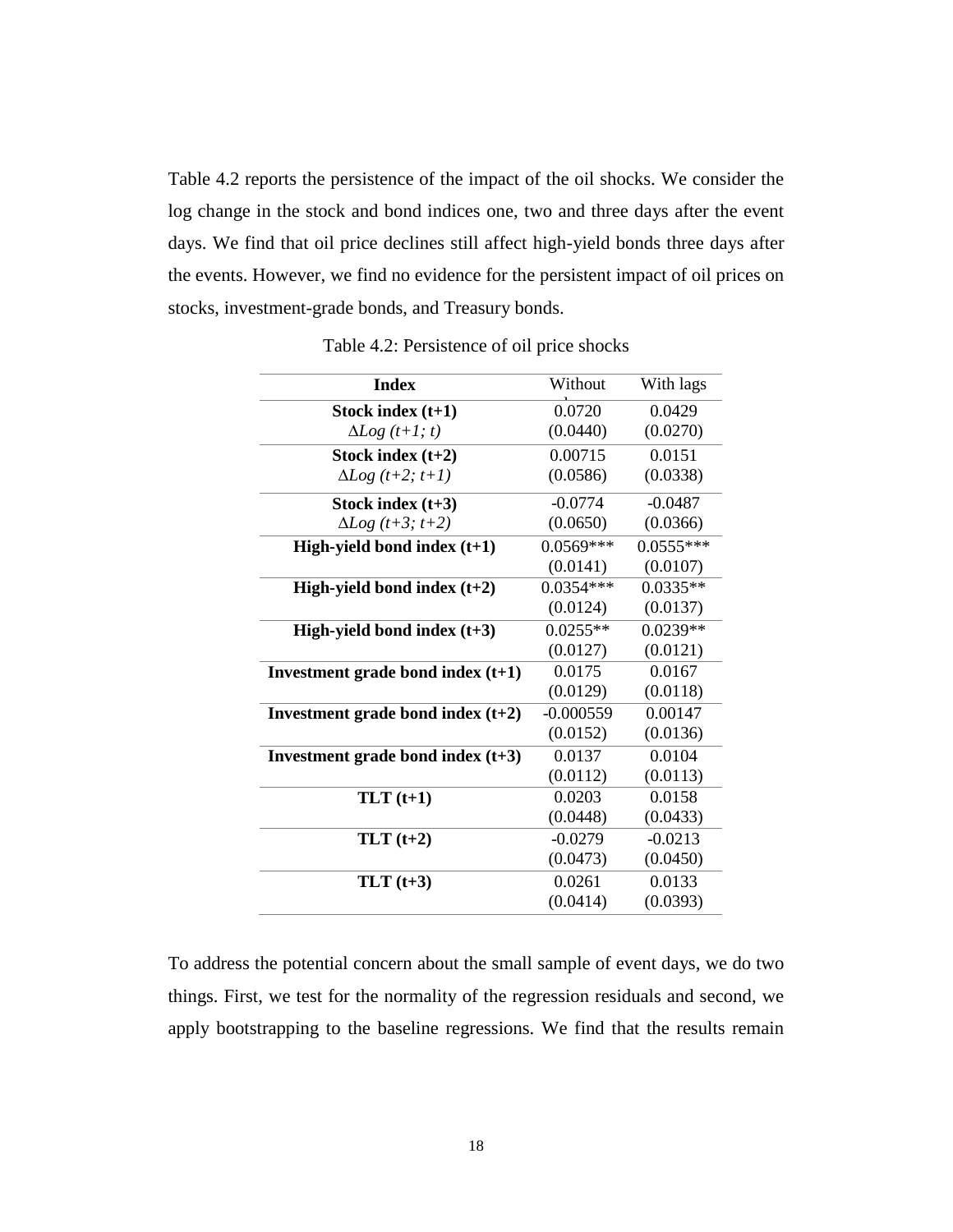Table 4.2 reports the persistence of the impact of the oil shocks. We consider the log change in the stock and bond indices one, two and three days after the event days. We find that oil price declines still affect high-yield bonds three days after the events. However, we find no evidence for the persistent impact of oil prices on stocks, investment-grade bonds, and Treasury bonds.

Table 4.2: Persistence of oil price shocks

| Index | Without | With lags |
|---|---|---|
| **Stock index (t+1)** | 0.0720 | 0.0429 |
| $\Delta Log\ (t+1;\ t)$ | (0.0440) | (0.0270) |
| **Stock index (t+2)** | 0.00715 | 0.0151 |
| $\Delta Log\ (t+2;\ t+1)$ | (0.0586) | (0.0338) |
| **Stock index (t+3)** | -0.0774 | -0.0487 |
| $\Delta Log\ (t+3;\ t+2)$ | (0.0650) | (0.0366) |
| **High-yield bond index (t+1)** | 0.0569*** | 0.0555*** |
| | (0.0141) | (0.0107) |
| **High-yield bond index (t+2)** | 0.0354*** | 0.0335** |
| | (0.0124) | (0.0137) |
| **High-yield bond index (t+3)** | 0.0255** | 0.0239** |
| | (0.0127) | (0.0121) |
| **Investment grade bond index (t+1)** | 0.0175 | 0.0167 |
| | (0.0129) | (0.0118) |
| **Investment grade bond index (t+2)** | -0.000559 | 0.00147 |
| | (0.0152) | (0.0136) |
| **Investment grade bond index (t+3)** | 0.0137 | 0.0104 |
| | (0.0112) | (0.0113) |
| **TLT (t+1)** | 0.0203 | 0.0158 |
| | (0.0448) | (0.0433) |
| **TLT (t+2)** | -0.0279 | -0.0213 |
| | (0.0473) | (0.0450) |
| **TLT (t+3)** | 0.0261 | 0.0133 |
| | (0.0414) | (0.0393) |

To address the potential concern about the small sample of event days, we do two things. First, we test for the normality of the regression residuals and second, we apply bootstrapping to the baseline regressions. We find that the results remain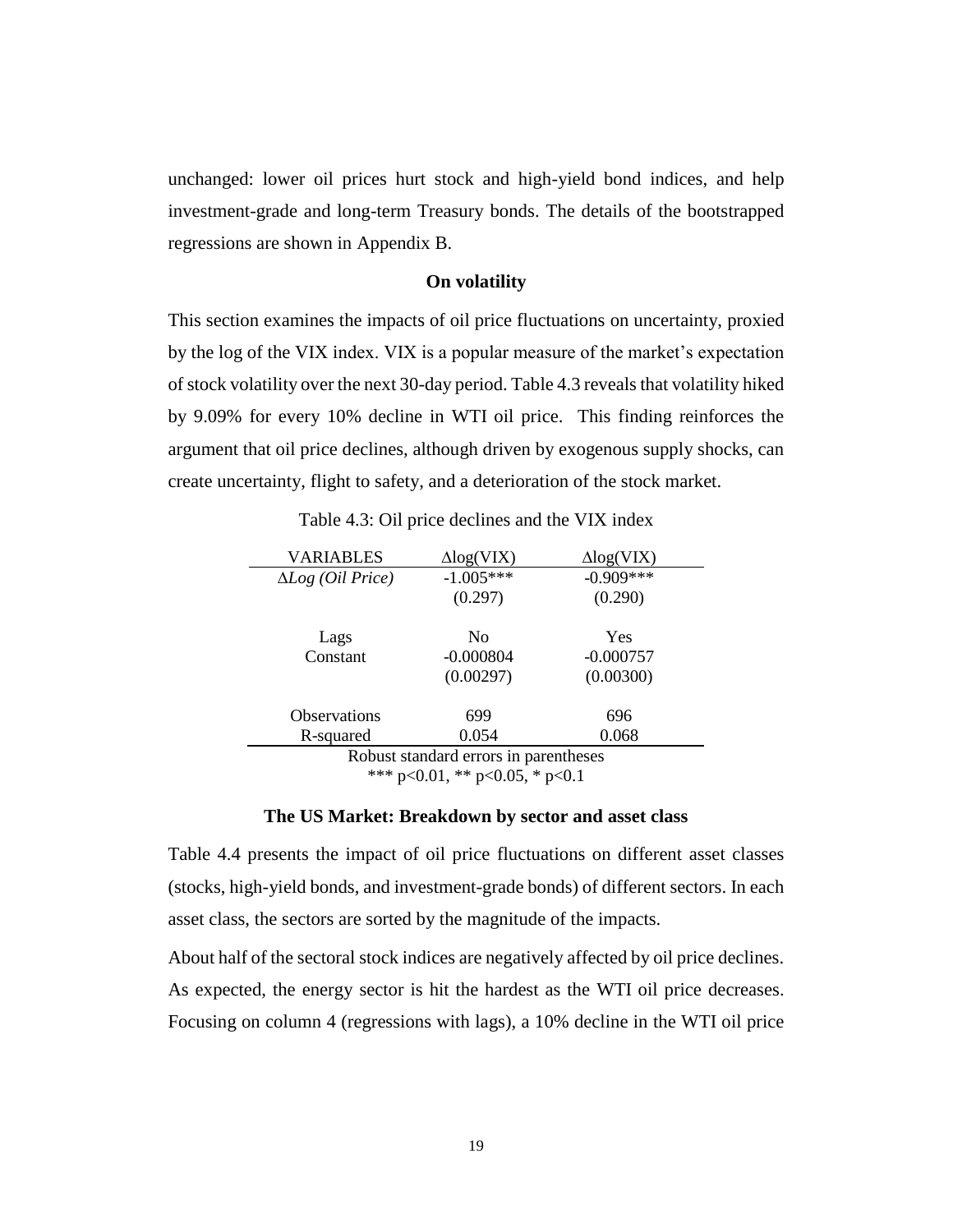unchanged: lower oil prices hurt stock and high-yield bond indices, and help investment-grade and long-term Treasury bonds. The details of the bootstrapped regressions are shown in Appendix B.

### On volatility

This section examines the impacts of oil price fluctuations on uncertainty, proxied by the log of the VIX index. VIX is a popular measure of the market's expectation of stock volatility over the next 30-day period. Table 4.3 reveals that volatility hiked by 9.09% for every 10% decline in WTI oil price. This finding reinforces the argument that oil price declines, although driven by exogenous supply shocks, can create uncertainty, flight to safety, and a deterioration of the stock market.

Table 4.3: Oil price declines and the VIX index

| VARIABLES | $\Delta$log(VIX) | $\Delta$log(VIX) |
|---|---|---|
| $\Delta Log$ *(Oil Price)* | -1.005*** | -0.909*** |
| | (0.297) | (0.290) |
| Lags | No | Yes |
| Constant | -0.000804 | -0.000757 |
| | (0.00297) | (0.00300) |
| Observations | 699 | 696 |
| R-squared | 0.054 | 0.068 |

Robust standard errors in parentheses
*** p<0.01, ** p<0.05, * p<0.1

### The US Market: Breakdown by sector and asset class

Table 4.4 presents the impact of oil price fluctuations on different asset classes (stocks, high-yield bonds, and investment-grade bonds) of different sectors. In each asset class, the sectors are sorted by the magnitude of the impacts.

About half of the sectoral stock indices are negatively affected by oil price declines. As expected, the energy sector is hit the hardest as the WTI oil price decreases. Focusing on column 4 (regressions with lags), a 10% decline in the WTI oil price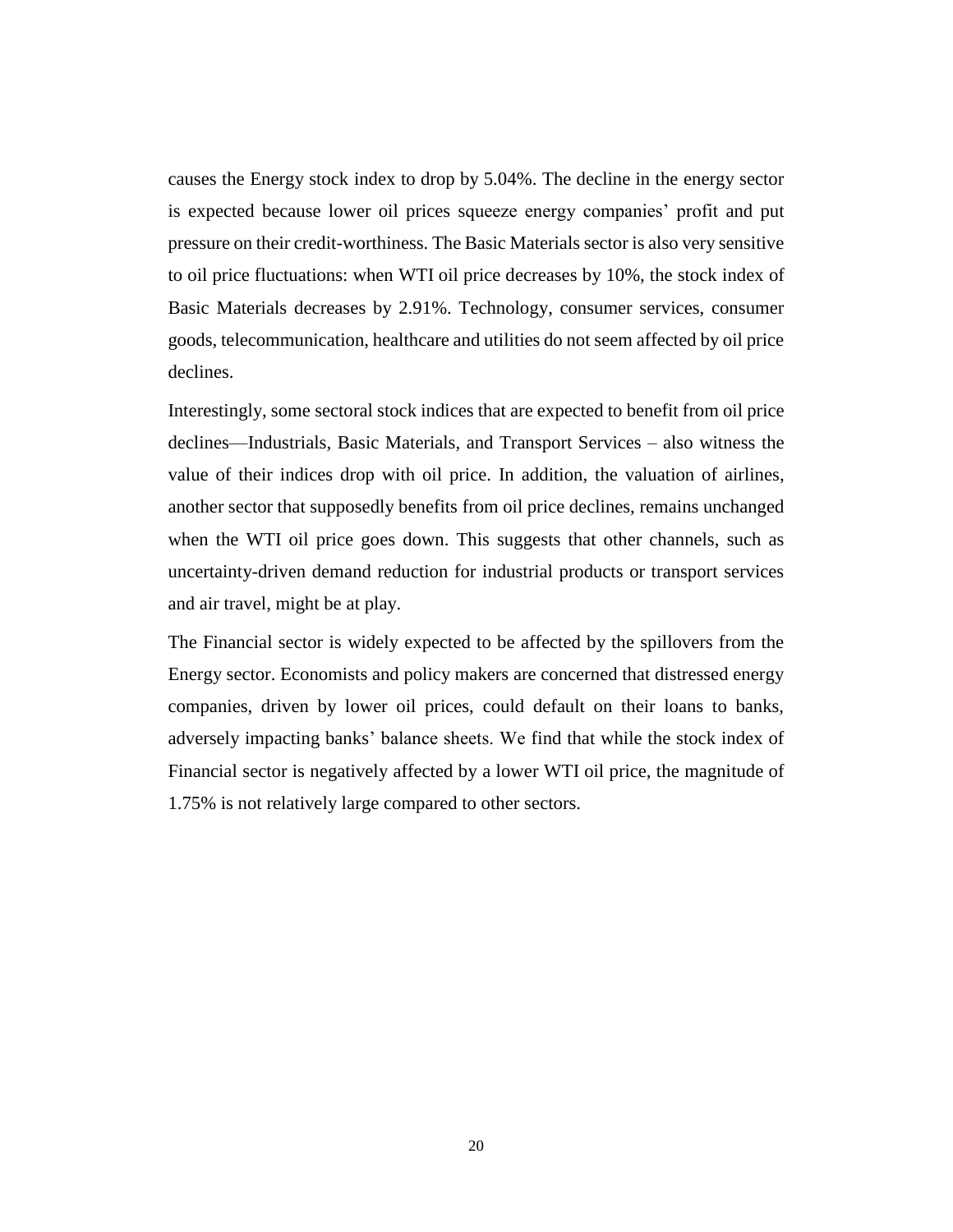causes the Energy stock index to drop by 5.04%. The decline in the energy sector is expected because lower oil prices squeeze energy companies' profit and put pressure on their credit-worthiness. The Basic Materials sector is also very sensitive to oil price fluctuations: when WTI oil price decreases by 10%, the stock index of Basic Materials decreases by 2.91%. Technology, consumer services, consumer goods, telecommunication, healthcare and utilities do not seem affected by oil price declines.

Interestingly, some sectoral stock indices that are expected to benefit from oil price declines—Industrials, Basic Materials, and Transport Services – also witness the value of their indices drop with oil price. In addition, the valuation of airlines, another sector that supposedly benefits from oil price declines, remains unchanged when the WTI oil price goes down. This suggests that other channels, such as uncertainty-driven demand reduction for industrial products or transport services and air travel, might be at play.

The Financial sector is widely expected to be affected by the spillovers from the Energy sector. Economists and policy makers are concerned that distressed energy companies, driven by lower oil prices, could default on their loans to banks, adversely impacting banks' balance sheets. We find that while the stock index of Financial sector is negatively affected by a lower WTI oil price, the magnitude of 1.75% is not relatively large compared to other sectors.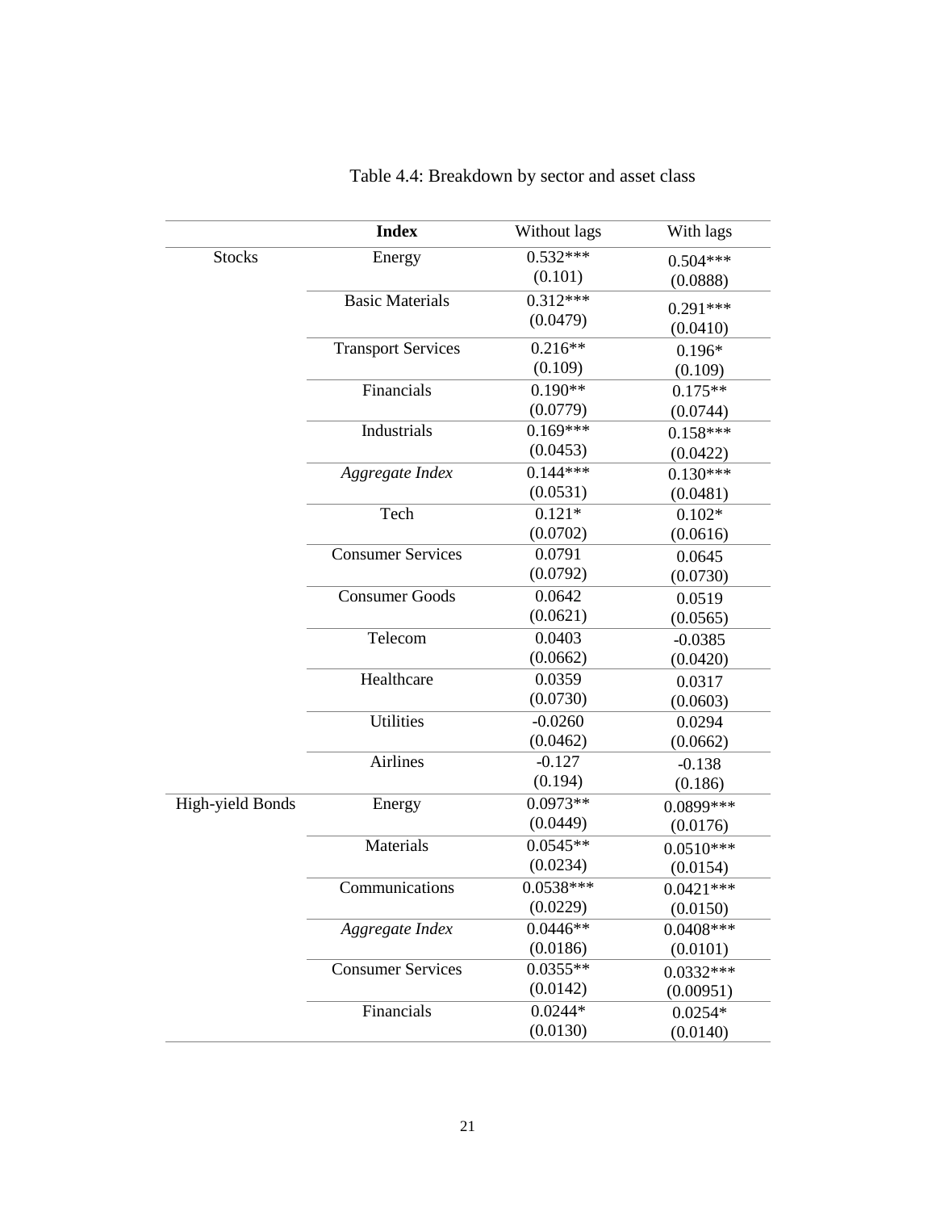Table 4.4: Breakdown by sector and asset class

| | **Index** | Without lags | With lags |
|---|---|---|---|
| Stocks | Energy | 0.532***<br>(0.101) | 0.504***<br>(0.0888) |
| | Basic Materials | 0.312***<br>(0.0479) | 0.291***<br>(0.0410) |
| | Transport Services | 0.216**<br>(0.109) | 0.196*<br>(0.109) |
| | Financials | 0.190**<br>(0.0779) | 0.175**<br>(0.0744) |
| | Industrials | 0.169***<br>(0.0453) | 0.158***<br>(0.0422) |
| | *Aggregate Index* | 0.144***<br>(0.0531) | 0.130***<br>(0.0481) |
| | Tech | 0.121*<br>(0.0702) | 0.102*<br>(0.0616) |
| | Consumer Services | 0.0791<br>(0.0792) | 0.0645<br>(0.0730) |
| | Consumer Goods | 0.0642<br>(0.0621) | 0.0519<br>(0.0565) |
| | Telecom | 0.0403<br>(0.0662) | -0.0385<br>(0.0420) |
| | Healthcare | 0.0359<br>(0.0730) | 0.0317<br>(0.0603) |
| | Utilities | -0.0260<br>(0.0462) | 0.0294<br>(0.0662) |
| | Airlines | -0.127<br>(0.194) | -0.138<br>(0.186) |
| High-yield Bonds | Energy | 0.0973**<br>(0.0449) | 0.0899***<br>(0.0176) |
| | Materials | 0.0545**<br>(0.0234) | 0.0510***<br>(0.0154) |
| | Communications | 0.0538***<br>(0.0229) | 0.0421***<br>(0.0150) |
| | *Aggregate Index* | 0.0446**<br>(0.0186) | 0.0408***<br>(0.0101) |
| | Consumer Services | 0.0355**<br>(0.0142) | 0.0332***<br>(0.00951) |
| | Financials | 0.0244*<br>(0.0130) | 0.0254*<br>(0.0140) |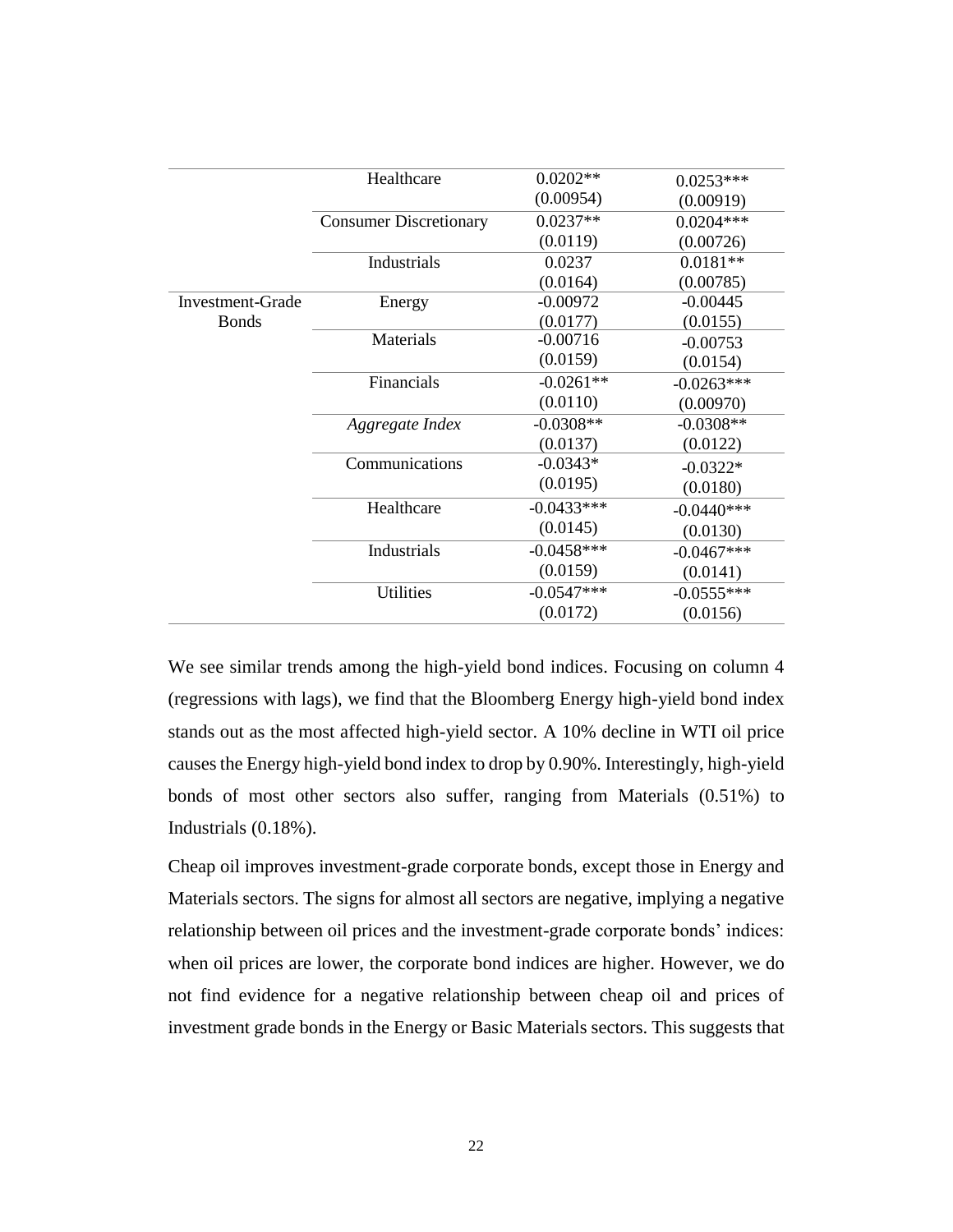| | | | |
|---|---|---|---|
| | Healthcare | 0.0202** | 0.0253*** |
| | | (0.00954) | (0.00919) |
| | Consumer Discretionary | 0.0237** | 0.0204*** |
| | | (0.0119) | (0.00726) |
| | Industrials | 0.0237 | 0.0181** |
| | | (0.0164) | (0.00785) |
| Investment-Grade Bonds | Energy | -0.00972 | -0.00445 |
| | | (0.0177) | (0.0155) |
| | Materials | -0.00716 | -0.00753 |
| | | (0.0159) | (0.0154) |
| | Financials | -0.0261** | -0.0263*** |
| | | (0.0110) | (0.00970) |
| | *Aggregate Index* | -0.0308** | -0.0308** |
| | | (0.0137) | (0.0122) |
| | Communications | -0.0343* | -0.0322* |
| | | (0.0195) | (0.0180) |
| | Healthcare | -0.0433*** | -0.0440*** |
| | | (0.0145) | (0.0130) |
| | Industrials | -0.0458*** | -0.0467*** |
| | | (0.0159) | (0.0141) |
| | Utilities | -0.0547*** | -0.0555*** |
| | | (0.0172) | (0.0156) |

We see similar trends among the high-yield bond indices. Focusing on column 4 (regressions with lags), we find that the Bloomberg Energy high-yield bond index stands out as the most affected high-yield sector. A 10% decline in WTI oil price causes the Energy high-yield bond index to drop by 0.90%. Interestingly, high-yield bonds of most other sectors also suffer, ranging from Materials (0.51%) to Industrials (0.18%).

Cheap oil improves investment-grade corporate bonds, except those in Energy and Materials sectors. The signs for almost all sectors are negative, implying a negative relationship between oil prices and the investment-grade corporate bonds' indices: when oil prices are lower, the corporate bond indices are higher. However, we do not find evidence for a negative relationship between cheap oil and prices of investment grade bonds in the Energy or Basic Materials sectors. This suggests that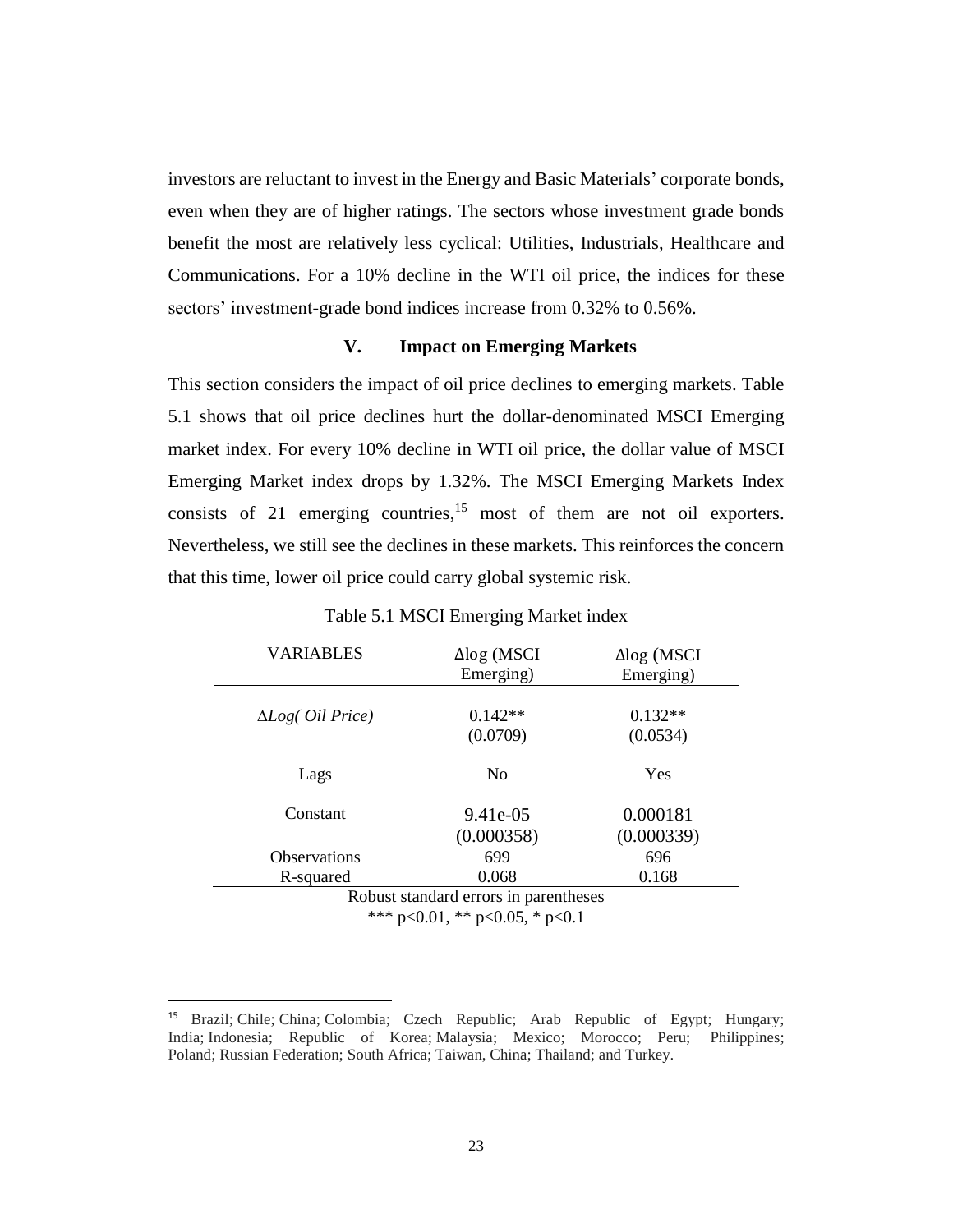investors are reluctant to invest in the Energy and Basic Materials' corporate bonds, even when they are of higher ratings. The sectors whose investment grade bonds benefit the most are relatively less cyclical: Utilities, Industrials, Healthcare and Communications. For a 10% decline in the WTI oil price, the indices for these sectors' investment-grade bond indices increase from 0.32% to 0.56%.

## V. Impact on Emerging Markets

This section considers the impact of oil price declines to emerging markets. Table 5.1 shows that oil price declines hurt the dollar-denominated MSCI Emerging market index. For every 10% decline in WTI oil price, the dollar value of MSCI Emerging Market index drops by 1.32%. The MSCI Emerging Markets Index consists of 21 emerging countries,[15] most of them are not oil exporters. Nevertheless, we still see the declines in these markets. This reinforces the concern that this time, lower oil price could carry global systemic risk.

Table 5.1 MSCI Emerging Market index

| VARIABLES | Δlog (MSCI Emerging) | Δlog (MSCI Emerging) |
|---|---|---|
| *ΔLog( Oil Price)* | 0.142** | 0.132** |
| | (0.0709) | (0.0534) |
| Lags | No | Yes |
| Constant | 9.41e-05 | 0.000181 |
| | (0.000358) | (0.000339) |
| Observations | 699 | 696 |
| R-squared | 0.068 | 0.168 |

Robust standard errors in parentheses
*** p<0.01, ** p<0.05, * p<0.1

[15] Brazil; Chile; China; Colombia; Czech Republic; Arab Republic of Egypt; Hungary; India; Indonesia; Republic of Korea; Malaysia; Mexico; Morocco; Peru; Philippines; Poland; Russian Federation; South Africa; Taiwan, China; Thailand; and Turkey.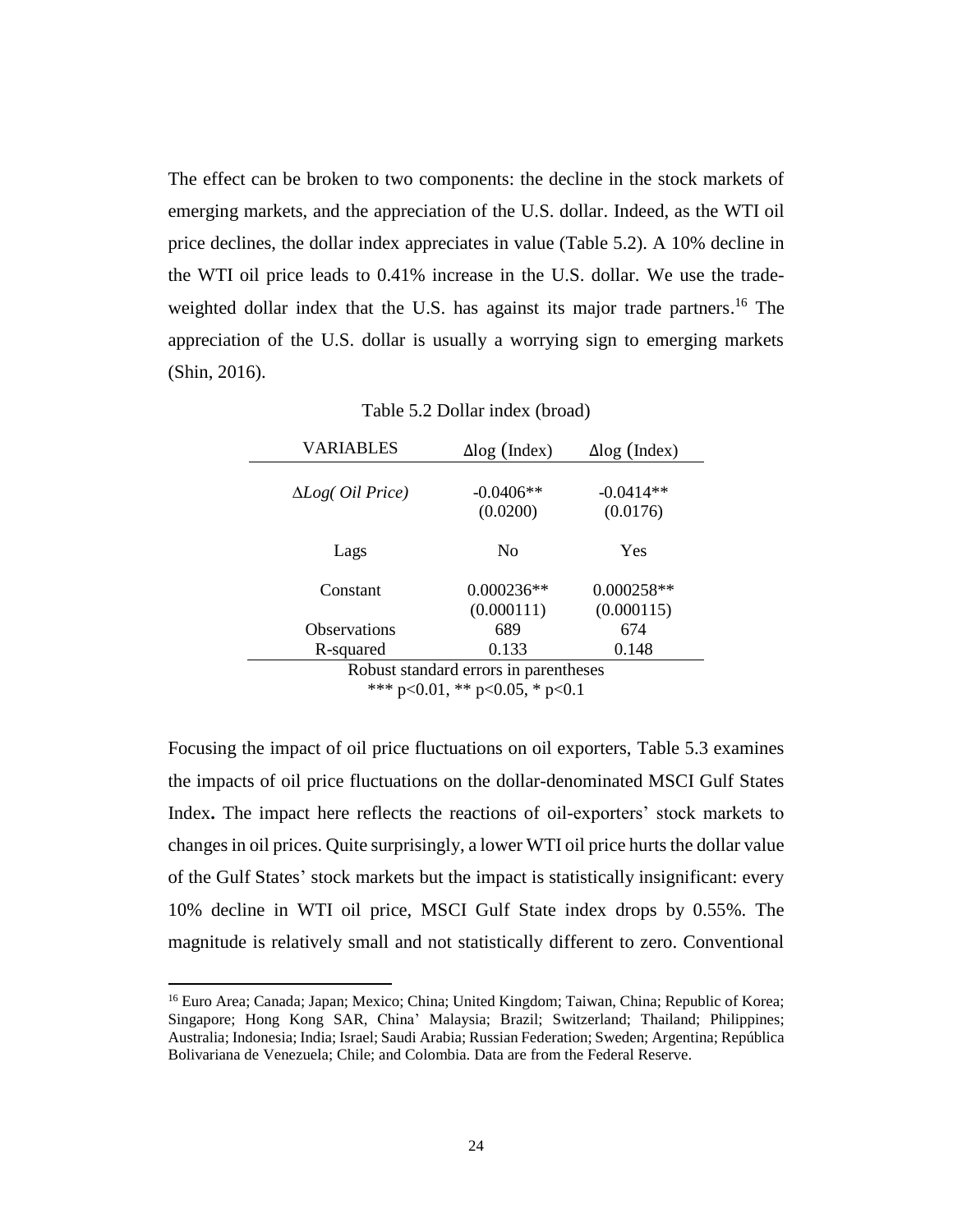The effect can be broken to two components: the decline in the stock markets of emerging markets, and the appreciation of the U.S. dollar. Indeed, as the WTI oil price declines, the dollar index appreciates in value (Table 5.2). A 10% decline in the WTI oil price leads to 0.41% increase in the U.S. dollar. We use the trade-weighted dollar index that the U.S. has against its major trade partners.[16] The appreciation of the U.S. dollar is usually a worrying sign to emerging markets (Shin, 2016).

Table 5.2 Dollar index (broad)

| VARIABLES | $\Delta$log (Index) | $\Delta$log (Index) |
|---|---|---|
| *$\Delta$Log( Oil Price)* | -0.0406** | -0.0414** |
| | (0.0200) | (0.0176) |
| Lags | No | Yes |
| Constant | 0.000236** | 0.000258** |
| | (0.000111) | (0.000115) |
| Observations | 689 | 674 |
| R-squared | 0.133 | 0.148 |

Robust standard errors in parentheses

*** p<0.01, ** p<0.05, * p<0.1

Focusing the impact of oil price fluctuations on oil exporters, Table 5.3 examines the impacts of oil price fluctuations on the dollar-denominated MSCI Gulf States Index**.** The impact here reflects the reactions of oil-exporters' stock markets to changes in oil prices. Quite surprisingly, a lower WTI oil price hurts the dollar value of the Gulf States' stock markets but the impact is statistically insignificant: every 10% decline in WTI oil price, MSCI Gulf State index drops by 0.55%. The magnitude is relatively small and not statistically different to zero. Conventional

[16] Euro Area; Canada; Japan; Mexico; China; United Kingdom; Taiwan, China; Republic of Korea; Singapore; Hong Kong SAR, China' Malaysia; Brazil; Switzerland; Thailand; Philippines; Australia; Indonesia; India; Israel; Saudi Arabia; Russian Federation; Sweden; Argentina; República Bolivariana de Venezuela; Chile; and Colombia. Data are from the Federal Reserve.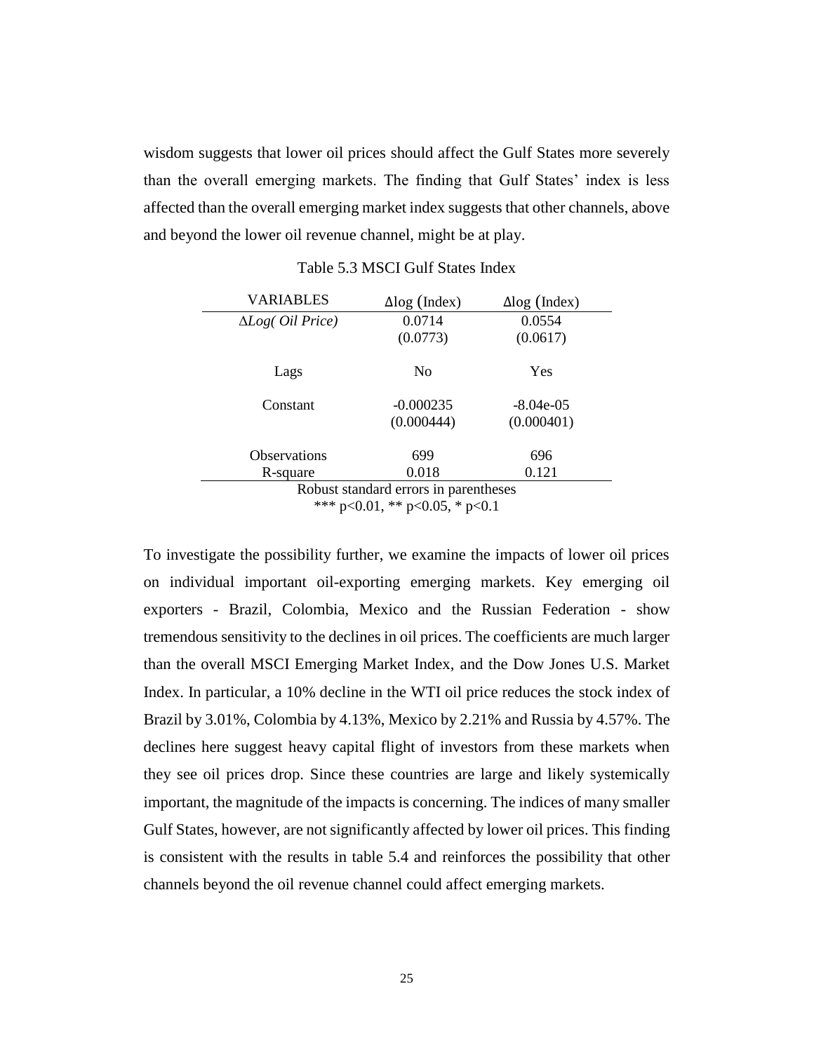wisdom suggests that lower oil prices should affect the Gulf States more severely than the overall emerging markets. The finding that Gulf States' index is less affected than the overall emerging market index suggests that other channels, above and beyond the lower oil revenue channel, might be at play.

Table 5.3 MSCI Gulf States Index

| VARIABLES | $\Delta\log(\text{Index})$ | $\Delta\log(\text{Index})$ |
|---|---|---|
| $\Delta Log(\text{Oil Price})$ | 0.0714 | 0.0554 |
| | (0.0773) | (0.0617) |
| Lags | No | Yes |
| Constant | -0.000235 | -8.04e-05 |
| | (0.000444) | (0.000401) |
| Observations | 699 | 696 |
| R-square | 0.018 | 0.121 |

Robust standard errors in parentheses
*** p<0.01, ** p<0.05, * p<0.1

To investigate the possibility further, we examine the impacts of lower oil prices on individual important oil-exporting emerging markets. Key emerging oil exporters - Brazil, Colombia, Mexico and the Russian Federation - show tremendous sensitivity to the declines in oil prices. The coefficients are much larger than the overall MSCI Emerging Market Index, and the Dow Jones U.S. Market Index. In particular, a 10% decline in the WTI oil price reduces the stock index of Brazil by 3.01%, Colombia by 4.13%, Mexico by 2.21% and Russia by 4.57%. The declines here suggest heavy capital flight of investors from these markets when they see oil prices drop. Since these countries are large and likely systemically important, the magnitude of the impacts is concerning. The indices of many smaller Gulf States, however, are not significantly affected by lower oil prices. This finding is consistent with the results in table 5.4 and reinforces the possibility that other channels beyond the oil revenue channel could affect emerging markets.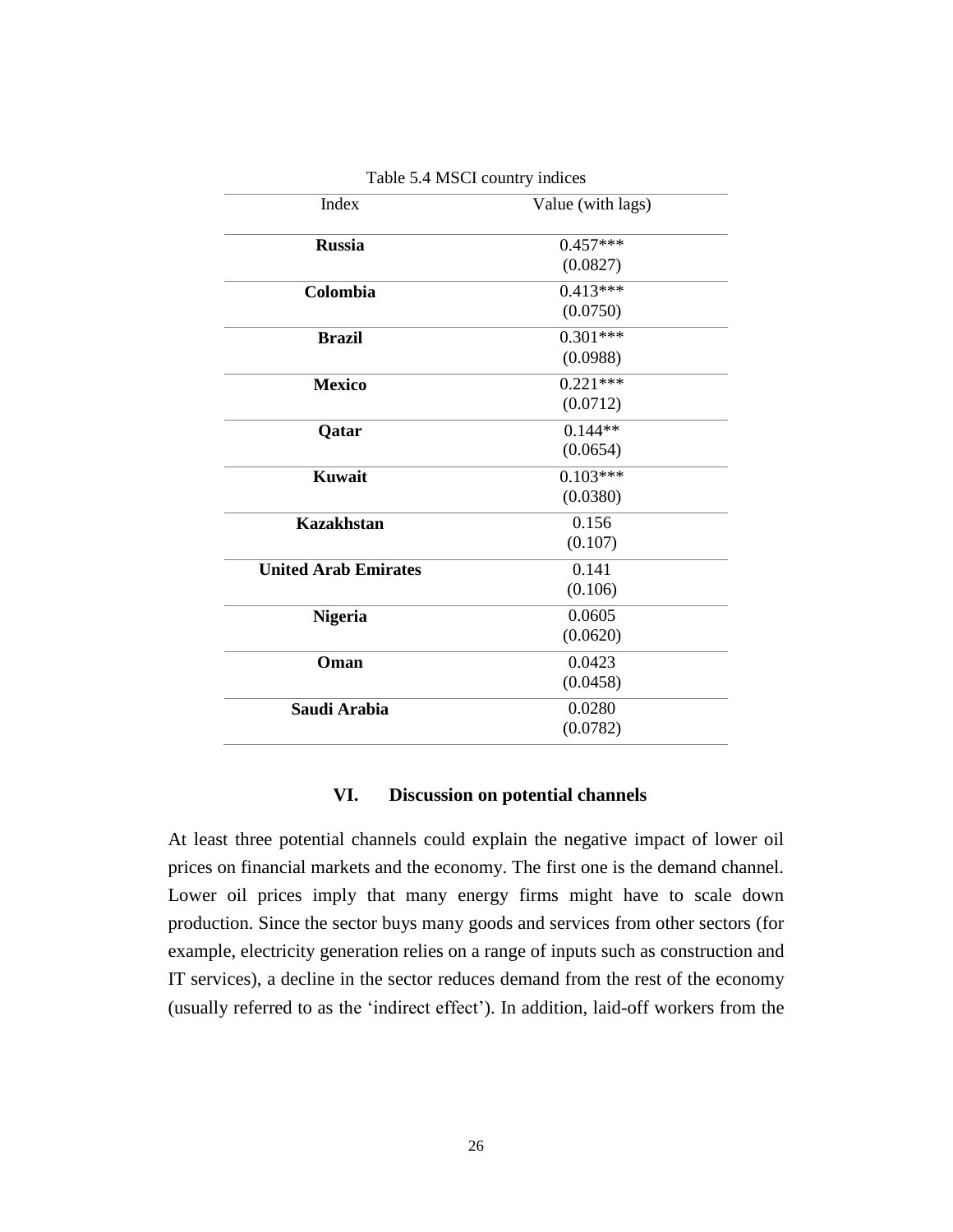Table 5.4 MSCI country indices

| Index | Value (with lags) |
|---|---|
| **Russia** | 0.457***<br>(0.0827) |
| **Colombia** | 0.413***<br>(0.0750) |
| **Brazil** | 0.301***<br>(0.0988) |
| **Mexico** | 0.221***<br>(0.0712) |
| **Qatar** | 0.144**<br>(0.0654) |
| **Kuwait** | 0.103***<br>(0.0380) |
| **Kazakhstan** | 0.156<br>(0.107) |
| **United Arab Emirates** | 0.141<br>(0.106) |
| **Nigeria** | 0.0605<br>(0.0620) |
| **Oman** | 0.0423<br>(0.0458) |
| **Saudi Arabia** | 0.0280<br>(0.0782) |

## VI. Discussion on potential channels

At least three potential channels could explain the negative impact of lower oil prices on financial markets and the economy. The first one is the demand channel. Lower oil prices imply that many energy firms might have to scale down production. Since the sector buys many goods and services from other sectors (for example, electricity generation relies on a range of inputs such as construction and IT services), a decline in the sector reduces demand from the rest of the economy (usually referred to as the 'indirect effect'). In addition, laid-off workers from the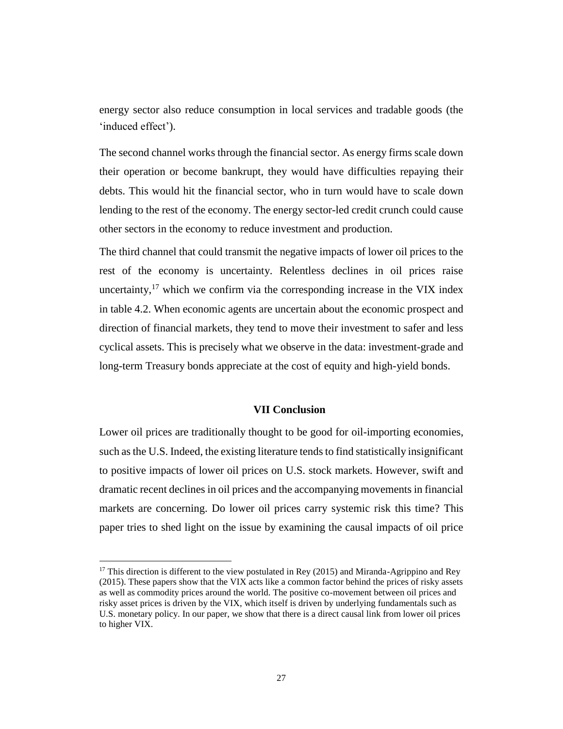energy sector also reduce consumption in local services and tradable goods (the 'induced effect').

The second channel works through the financial sector. As energy firms scale down their operation or become bankrupt, they would have difficulties repaying their debts. This would hit the financial sector, who in turn would have to scale down lending to the rest of the economy. The energy sector-led credit crunch could cause other sectors in the economy to reduce investment and production.

The third channel that could transmit the negative impacts of lower oil prices to the rest of the economy is uncertainty. Relentless declines in oil prices raise uncertainty,[17] which we confirm via the corresponding increase in the VIX index in table 4.2. When economic agents are uncertain about the economic prospect and direction of financial markets, they tend to move their investment to safer and less cyclical assets. This is precisely what we observe in the data: investment-grade and long-term Treasury bonds appreciate at the cost of equity and high-yield bonds.

## VII Conclusion

Lower oil prices are traditionally thought to be good for oil-importing economies, such as the U.S. Indeed, the existing literature tends to find statistically insignificant to positive impacts of lower oil prices on U.S. stock markets. However, swift and dramatic recent declines in oil prices and the accompanying movements in financial markets are concerning. Do lower oil prices carry systemic risk this time? This paper tries to shed light on the issue by examining the causal impacts of oil price

[17] This direction is different to the view postulated in Rey (2015) and Miranda-Agrippino and Rey (2015). These papers show that the VIX acts like a common factor behind the prices of risky assets as well as commodity prices around the world. The positive co-movement between oil prices and risky asset prices is driven by the VIX, which itself is driven by underlying fundamentals such as U.S. monetary policy. In our paper, we show that there is a direct causal link from lower oil prices to higher VIX.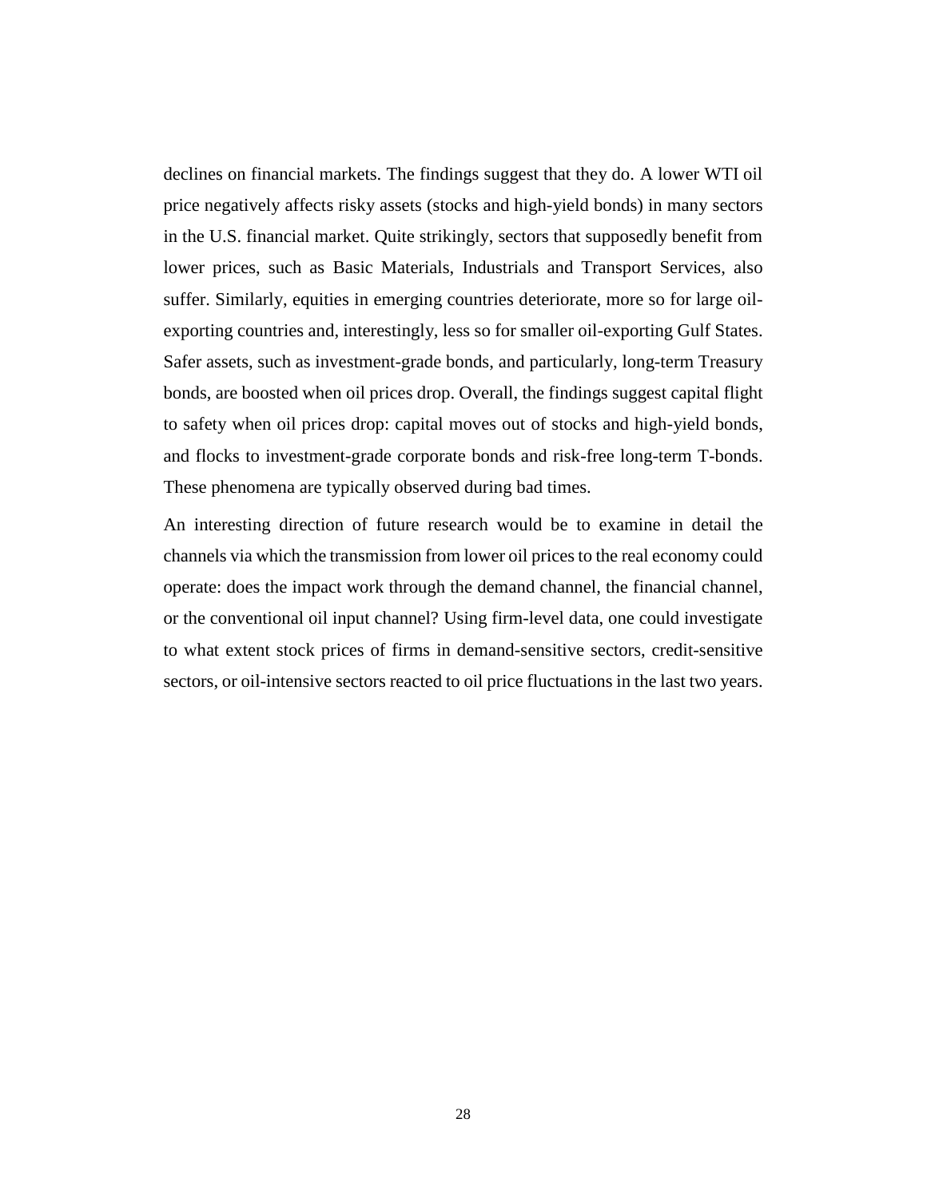declines on financial markets. The findings suggest that they do. A lower WTI oil price negatively affects risky assets (stocks and high-yield bonds) in many sectors in the U.S. financial market. Quite strikingly, sectors that supposedly benefit from lower prices, such as Basic Materials, Industrials and Transport Services, also suffer. Similarly, equities in emerging countries deteriorate, more so for large oil-exporting countries and, interestingly, less so for smaller oil-exporting Gulf States. Safer assets, such as investment-grade bonds, and particularly, long-term Treasury bonds, are boosted when oil prices drop. Overall, the findings suggest capital flight to safety when oil prices drop: capital moves out of stocks and high-yield bonds, and flocks to investment-grade corporate bonds and risk-free long-term T-bonds. These phenomena are typically observed during bad times.

An interesting direction of future research would be to examine in detail the channels via which the transmission from lower oil prices to the real economy could operate: does the impact work through the demand channel, the financial channel, or the conventional oil input channel? Using firm-level data, one could investigate to what extent stock prices of firms in demand-sensitive sectors, credit-sensitive sectors, or oil-intensive sectors reacted to oil price fluctuations in the last two years.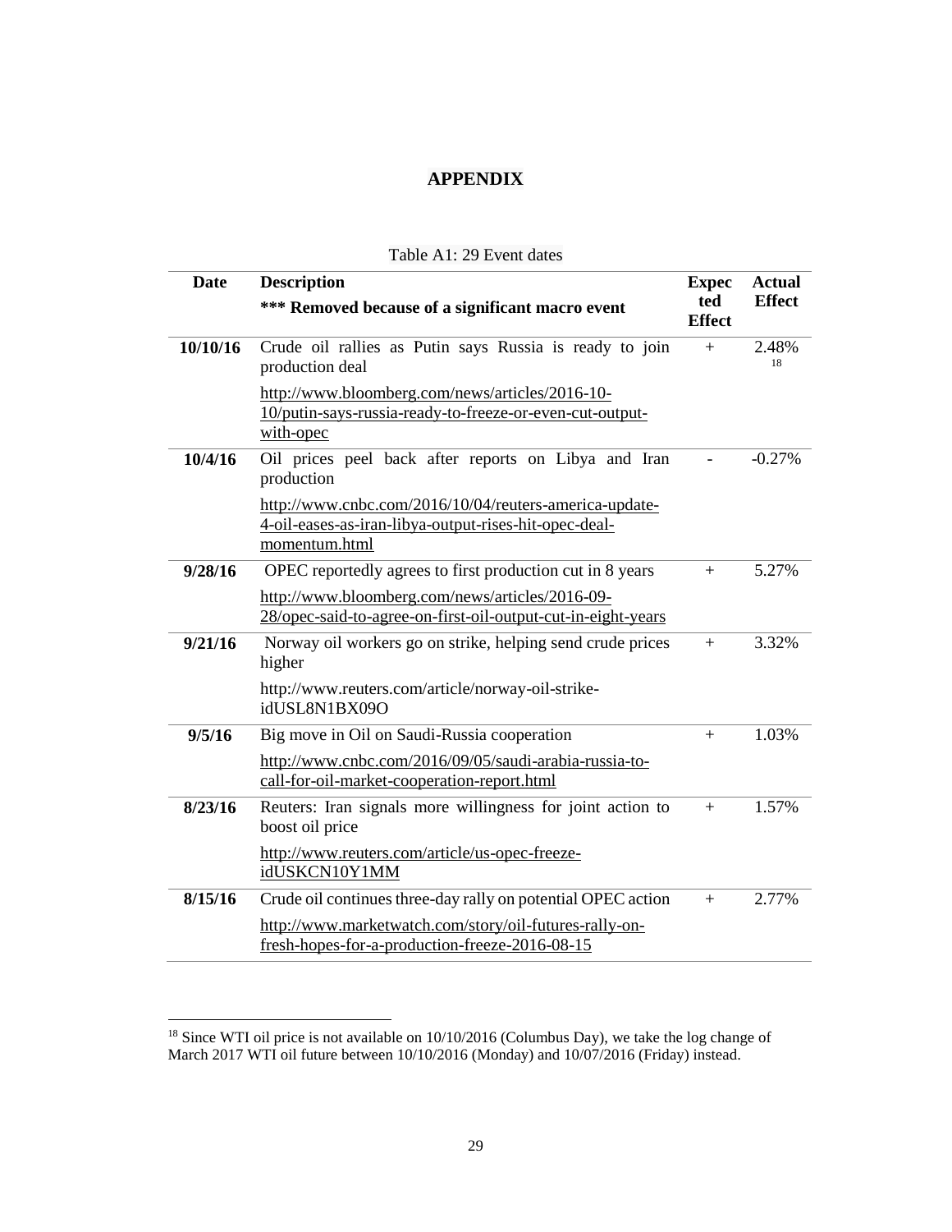# APPENDIX

Table A1: 29 Event dates

| Date | Description<br>**\*\*\* Removed because of a significant macro event** | Expected Effect | Actual Effect |
|---|---|---|---|
| **10/10/16** | Crude oil rallies as Putin says Russia is ready to join production deal<br>http://www.bloomberg.com/news/articles/2016-10-10/putin-says-russia-ready-to-freeze-or-even-cut-output-with-opec | + | 2.48%[18] |
| **10/4/16** | Oil prices peel back after reports on Libya and Iran production<br>http://www.cnbc.com/2016/10/04/reuters-america-update-4-oil-eases-as-iran-libya-output-rises-hit-opec-deal-momentum.html | - | -0.27% |
| **9/28/16** | OPEC reportedly agrees to first production cut in 8 years<br>http://www.bloomberg.com/news/articles/2016-09-28/opec-said-to-agree-on-first-oil-output-cut-in-eight-years | + | 5.27% |
| **9/21/16** | Norway oil workers go on strike, helping send crude prices higher<br>http://www.reuters.com/article/norway-oil-strike-idUSL8N1BX09O | + | 3.32% |
| **9/5/16** | Big move in Oil on Saudi-Russia cooperation<br>http://www.cnbc.com/2016/09/05/saudi-arabia-russia-to-call-for-oil-market-cooperation-report.html | + | 1.03% |
| **8/23/16** | Reuters: Iran signals more willingness for joint action to boost oil price<br>http://www.reuters.com/article/us-opec-freeze-idUSKCN10Y1MM | + | 1.57% |
| **8/15/16** | Crude oil continues three-day rally on potential OPEC action<br>http://www.marketwatch.com/story/oil-futures-rally-on-fresh-hopes-for-a-production-freeze-2016-08-15 | + | 2.77% |

[18] Since WTI oil price is not available on 10/10/2016 (Columbus Day), we take the log change of March 2017 WTI oil future between 10/10/2016 (Monday) and 10/07/2016 (Friday) instead.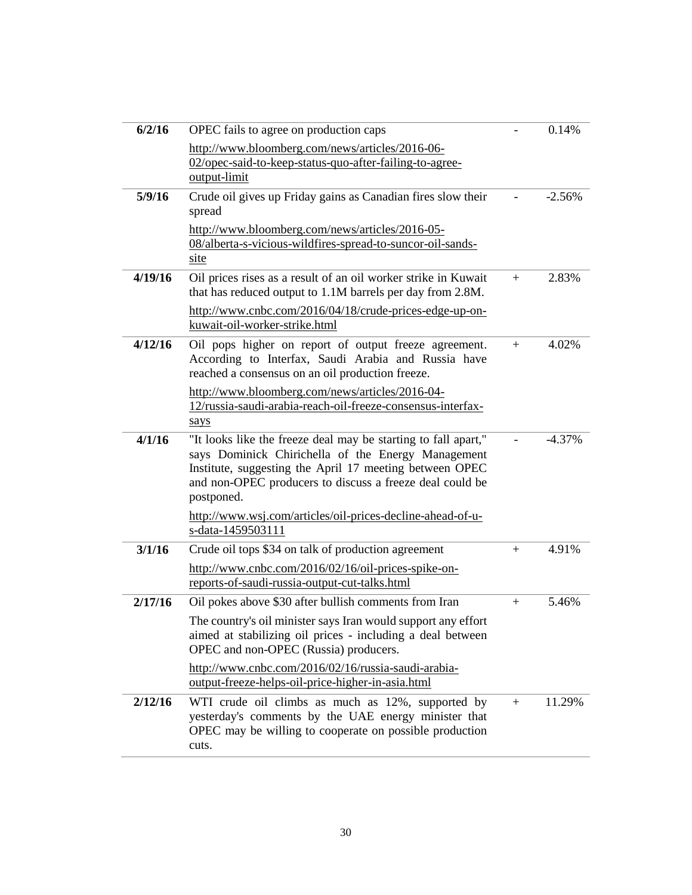| | | | |
|---|---|---|---|
| **6/2/16** | OPEC fails to agree on production caps<br><br>http://www.bloomberg.com/news/articles/2016-06-02/opec-said-to-keep-status-quo-after-failing-to-agree-output-limit | - | 0.14% |
| **5/9/16** | Crude oil gives up Friday gains as Canadian fires slow their spread<br><br>http://www.bloomberg.com/news/articles/2016-05-08/alberta-s-vicious-wildfires-spread-to-suncor-oil-sands-site | - | -2.56% |
| **4/19/16** | Oil prices rises as a result of an oil worker strike in Kuwait that has reduced output to 1.1M barrels per day from 2.8M.<br><br>http://www.cnbc.com/2016/04/18/crude-prices-edge-up-on-kuwait-oil-worker-strike.html | + | 2.83% |
| **4/12/16** | Oil pops higher on report of output freeze agreement. According to Interfax, Saudi Arabia and Russia have reached a consensus on an oil production freeze.<br><br>http://www.bloomberg.com/news/articles/2016-04-12/russia-saudi-arabia-reach-oil-freeze-consensus-interfax-says | + | 4.02% |
| **4/1/16** | "It looks like the freeze deal may be starting to fall apart," says Dominick Chirichella of the Energy Management Institute, suggesting the April 17 meeting between OPEC and non-OPEC producers to discuss a freeze deal could be postponed.<br><br>http://www.wsj.com/articles/oil-prices-decline-ahead-of-u-s-data-1459503111 | - | -4.37% |
| **3/1/16** | Crude oil tops $34 on talk of production agreement<br><br>http://www.cnbc.com/2016/02/16/oil-prices-spike-on-reports-of-saudi-russia-output-cut-talks.html | + | 4.91% |
| **2/17/16** | Oil pokes above $30 after bullish comments from Iran<br><br>The country's oil minister says Iran would support any effort aimed at stabilizing oil prices - including a deal between OPEC and non-OPEC (Russia) producers.<br><br>http://www.cnbc.com/2016/02/16/russia-saudi-arabia-output-freeze-helps-oil-price-higher-in-asia.html | + | 5.46% |
| **2/12/16** | WTI crude oil climbs as much as 12%, supported by yesterday's comments by the UAE energy minister that OPEC may be willing to cooperate on possible production cuts. | + | 11.29% |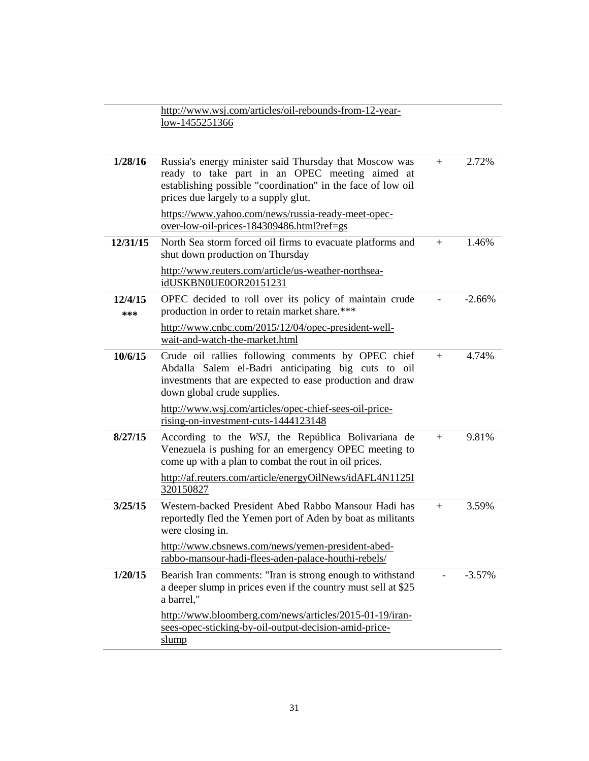| | | | |
|---|---|---|---|
| | http://www.wsj.com/articles/oil-rebounds-from-12-year-low-1455251366 | | |
| **1/28/16** | Russia's energy minister said Thursday that Moscow was ready to take part in an OPEC meeting aimed at establishing possible "coordination" in the face of low oil prices due largely to a supply glut.<br><br>https://www.yahoo.com/news/russia-ready-meet-opec-over-low-oil-prices-184309486.html?ref=gs | + | 2.72% |
| **12/31/15** | North Sea storm forced oil firms to evacuate platforms and shut down production on Thursday<br><br>http://www.reuters.com/article/us-weather-northsea-idUSKBN0UE0OR20151231 | + | 1.46% |
| **12/4/15 \*\*\*** | OPEC decided to roll over its policy of maintain crude production in order to retain market share.***<br><br>http://www.cnbc.com/2015/12/04/opec-president-well-wait-and-watch-the-market.html | - | -2.66% |
| **10/6/15** | Crude oil rallies following comments by OPEC chief Abdalla Salem el-Badri anticipating big cuts to oil investments that are expected to ease production and draw down global crude supplies.<br><br>http://www.wsj.com/articles/opec-chief-sees-oil-price-rising-on-investment-cuts-1444123148 | + | 4.74% |
| **8/27/15** | According to the *WSJ*, the República Bolivariana de Venezuela is pushing for an emergency OPEC meeting to come up with a plan to combat the rout in oil prices.<br><br>http://af.reuters.com/article/energyOilNews/idAFL4N1125I320150827 | + | 9.81% |
| **3/25/15** | Western-backed President Abed Rabbo Mansour Hadi has reportedly fled the Yemen port of Aden by boat as militants were closing in.<br><br>http://www.cbsnews.com/news/yemen-president-abed-rabbo-mansour-hadi-flees-aden-palace-houthi-rebels/ | + | 3.59% |
| **1/20/15** | Bearish Iran comments: "Iran is strong enough to withstand a deeper slump in prices even if the country must sell at $25 a barrel,"<br><br>http://www.bloomberg.com/news/articles/2015-01-19/iran-sees-opec-sticking-by-oil-output-decision-amid-price-slump | - | -3.57% |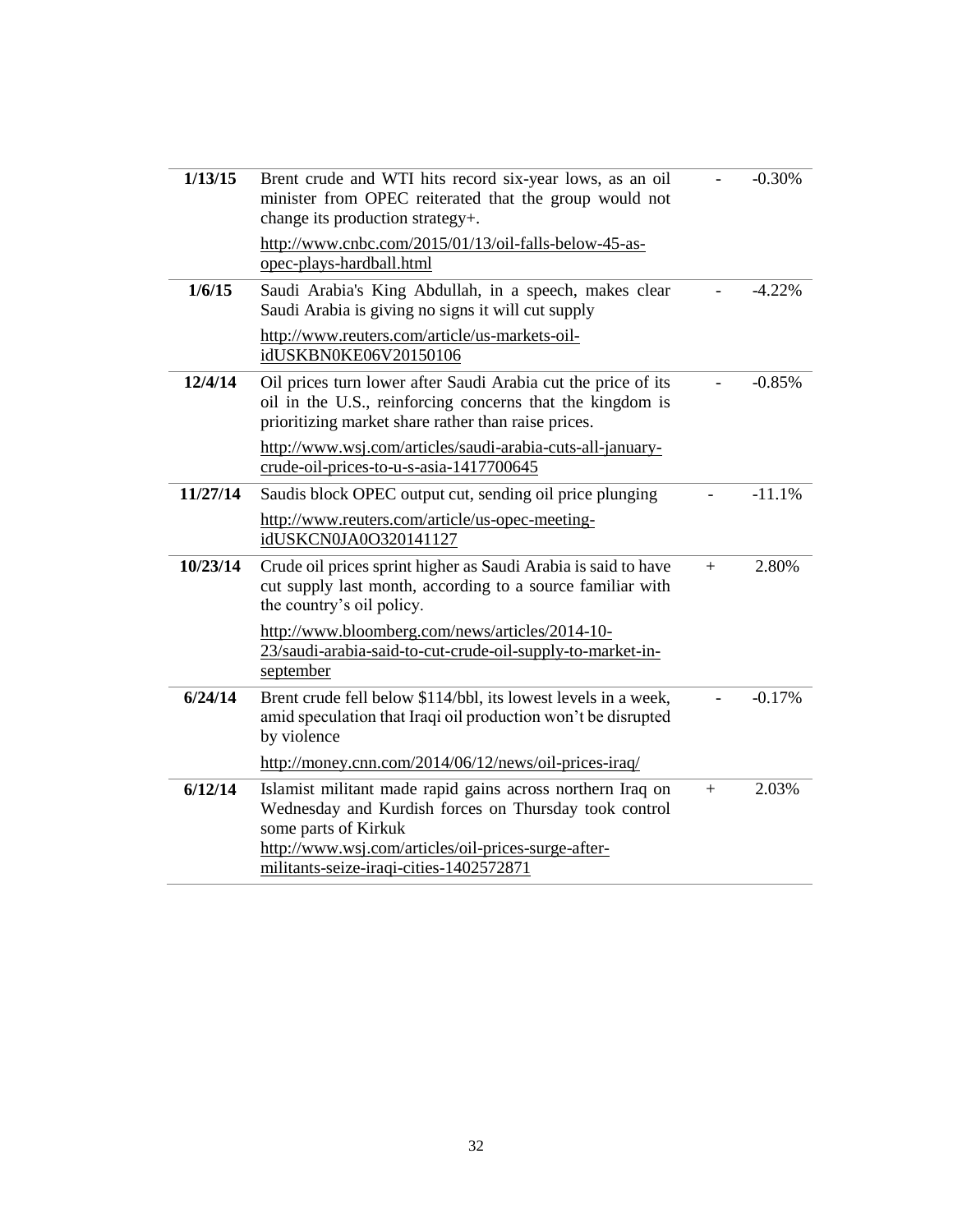| | | | |
|---|---|---|---|
| **1/13/15** | Brent crude and WTI hits record six-year lows, as an oil minister from OPEC reiterated that the group would not change its production strategy+. http://www.cnbc.com/2015/01/13/oil-falls-below-45-as-opec-plays-hardball.html | - | -0.30% |
| **1/6/15** | Saudi Arabia's King Abdullah, in a speech, makes clear Saudi Arabia is giving no signs it will cut supply http://www.reuters.com/article/us-markets-oil-idUSKBN0KE06V20150106 | - | -4.22% |
| **12/4/14** | Oil prices turn lower after Saudi Arabia cut the price of its oil in the U.S., reinforcing concerns that the kingdom is prioritizing market share rather than raise prices. http://www.wsj.com/articles/saudi-arabia-cuts-all-january-crude-oil-prices-to-u-s-asia-1417700645 | - | -0.85% |
| **11/27/14** | Saudis block OPEC output cut, sending oil price plunging http://www.reuters.com/article/us-opec-meeting-idUSKCN0JA0O320141127 | - | -11.1% |
| **10/23/14** | Crude oil prices sprint higher as Saudi Arabia is said to have cut supply last month, according to a source familiar with the country's oil policy. http://www.bloomberg.com/news/articles/2014-10-23/saudi-arabia-said-to-cut-crude-oil-supply-to-market-in-september | + | 2.80% |
| **6/24/14** | Brent crude fell below $114/bbl, its lowest levels in a week, amid speculation that Iraqi oil production won't be disrupted by violence http://money.cnn.com/2014/06/12/news/oil-prices-iraq/ | - | -0.17% |
| **6/12/14** | Islamist militant made rapid gains across northern Iraq on Wednesday and Kurdish forces on Thursday took control some parts of Kirkuk http://www.wsj.com/articles/oil-prices-surge-after-militants-seize-iraqi-cities-1402572871 | + | 2.03% |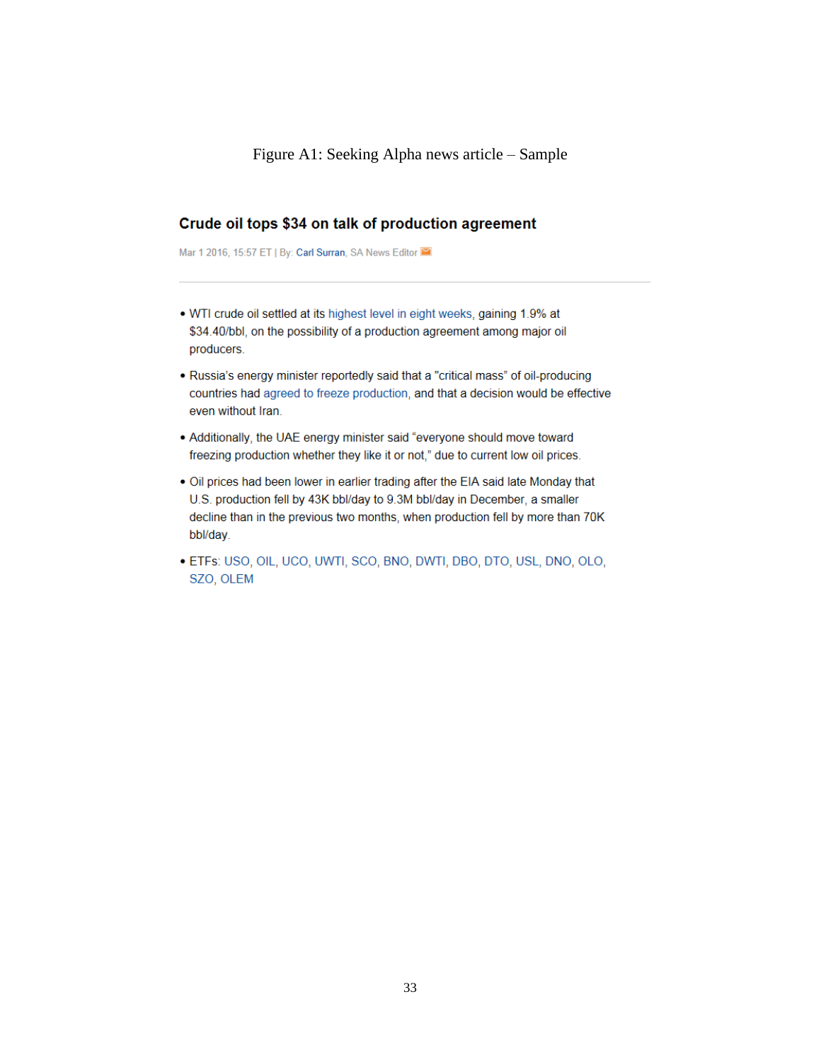Figure A1: Seeking Alpha news article – Sample

## Crude oil tops $34 on talk of production agreement

Mar 1 2016, 15:57 ET | By: Carl Surran, SA News Editor

- WTI crude oil settled at its highest level in eight weeks, gaining 1.9% at $34.40/bbl, on the possibility of a production agreement among major oil producers.
- Russia's energy minister reportedly said that a "critical mass" of oil-producing countries had agreed to freeze production, and that a decision would be effective even without Iran.
- Additionally, the UAE energy minister said "everyone should move toward freezing production whether they like it or not," due to current low oil prices.
- Oil prices had been lower in earlier trading after the EIA said late Monday that U.S. production fell by 43K bbl/day to 9.3M bbl/day in December, a smaller decline than in the previous two months, when production fell by more than 70K bbl/day.
- ETFs: USO, OIL, UCO, UWTI, SCO, BNO, DWTI, DBO, DTO, USL, DNO, OLO, SZO, OLEM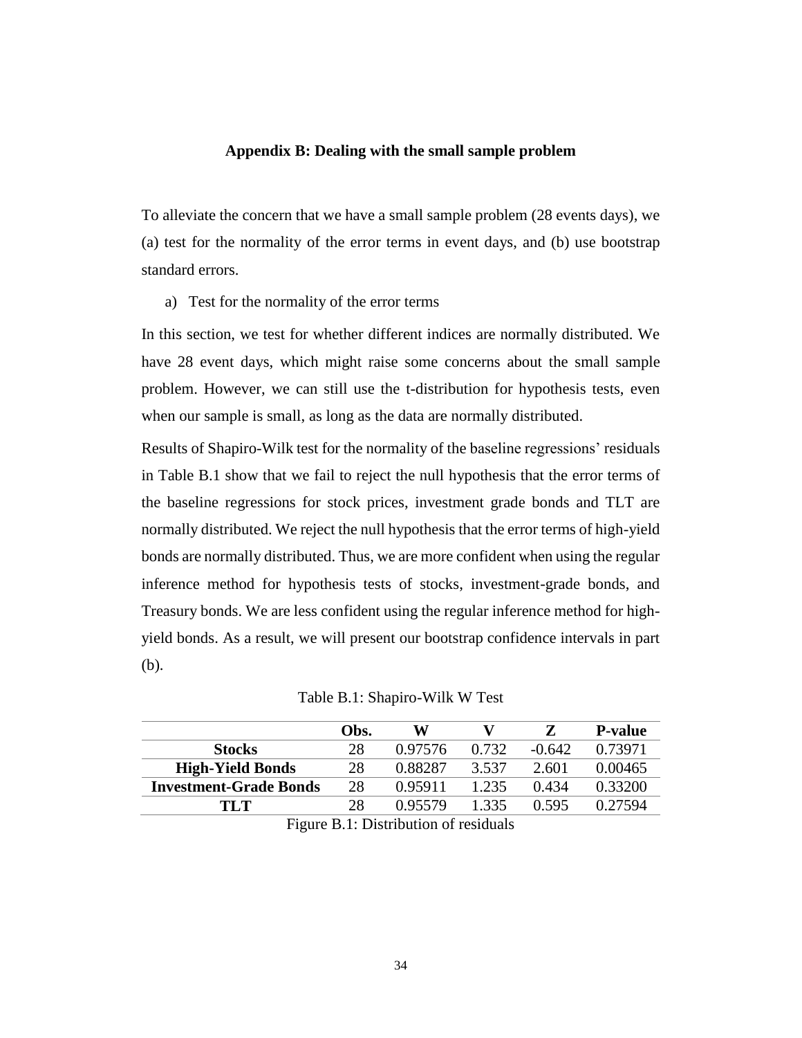## Appendix B: Dealing with the small sample problem

To alleviate the concern that we have a small sample problem (28 events days), we (a) test for the normality of the error terms in event days, and (b) use bootstrap standard errors.

a) Test for the normality of the error terms

In this section, we test for whether different indices are normally distributed. We have 28 event days, which might raise some concerns about the small sample problem. However, we can still use the t-distribution for hypothesis tests, even when our sample is small, as long as the data are normally distributed.

Results of Shapiro-Wilk test for the normality of the baseline regressions' residuals in Table B.1 show that we fail to reject the null hypothesis that the error terms of the baseline regressions for stock prices, investment grade bonds and TLT are normally distributed. We reject the null hypothesis that the error terms of high-yield bonds are normally distributed. Thus, we are more confident when using the regular inference method for hypothesis tests of stocks, investment-grade bonds, and Treasury bonds. We are less confident using the regular inference method for high-yield bonds. As a result, we will present our bootstrap confidence intervals in part (b).

Table B.1: Shapiro-Wilk W Test

| | Obs. | W | V | Z | P-value |
|---|---|---|---|---|---|
| **Stocks** | 28 | 0.97576 | 0.732 | -0.642 | 0.73971 |
| **High-Yield Bonds** | 28 | 0.88287 | 3.537 | 2.601 | 0.00465 |
| **Investment-Grade Bonds** | 28 | 0.95911 | 1.235 | 0.434 | 0.33200 |
| **TLT** | 28 | 0.95579 | 1.335 | 0.595 | 0.27594 |

Figure B.1: Distribution of residuals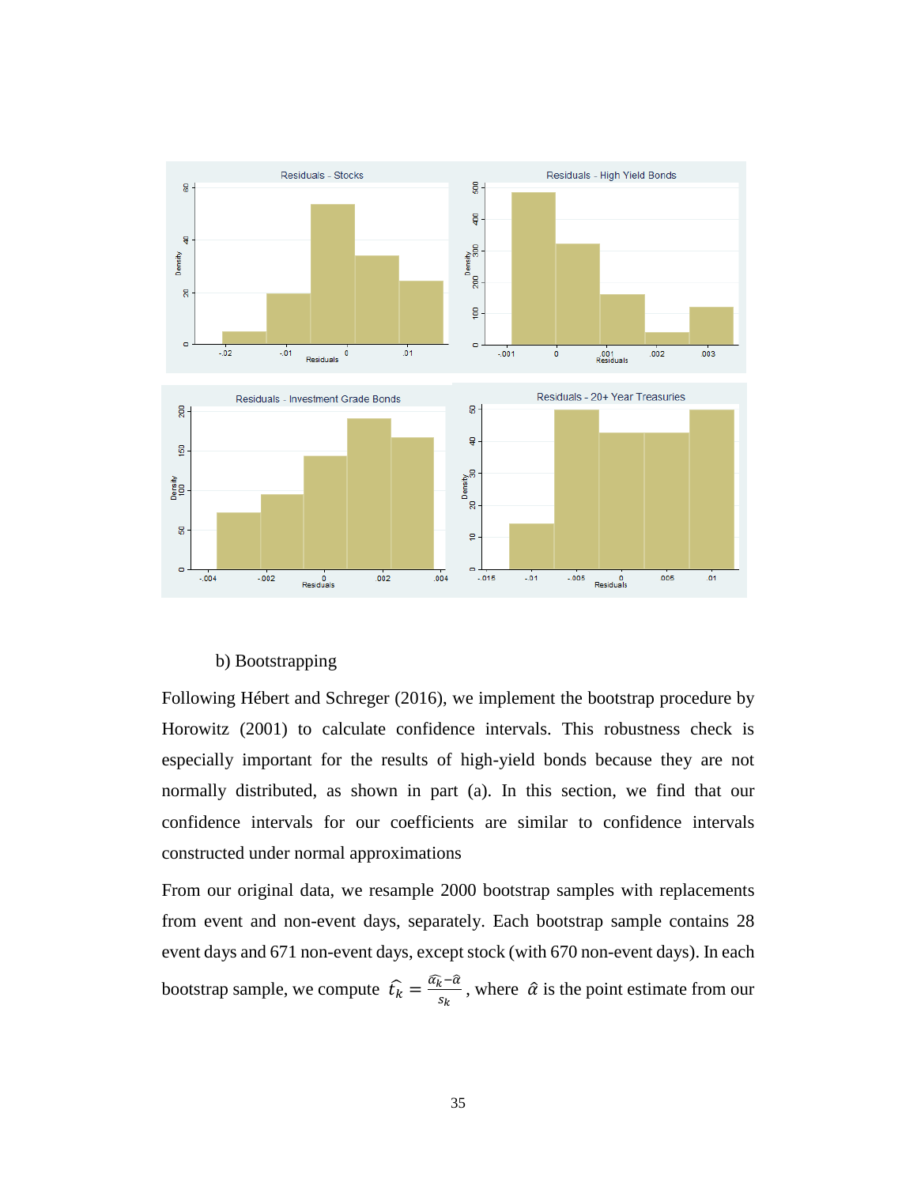b) Bootstrapping

Following Hébert and Schreger (2016), we implement the bootstrap procedure by Horowitz (2001) to calculate confidence intervals. This robustness check is especially important for the results of high-yield bonds because they are not normally distributed, as shown in part (a). In this section, we find that our confidence intervals for our coefficients are similar to confidence intervals constructed under normal approximations

From our original data, we resample 2000 bootstrap samples with replacements from event and non-event days, separately. Each bootstrap sample contains 28 event days and 671 non-event days, except stock (with 670 non-event days). In each bootstrap sample, we compute $\widehat{t_k} = \frac{\widehat{\alpha_k} - \hat{\alpha}}{s_k}$, where $\hat{\alpha}$ is the point estimate from our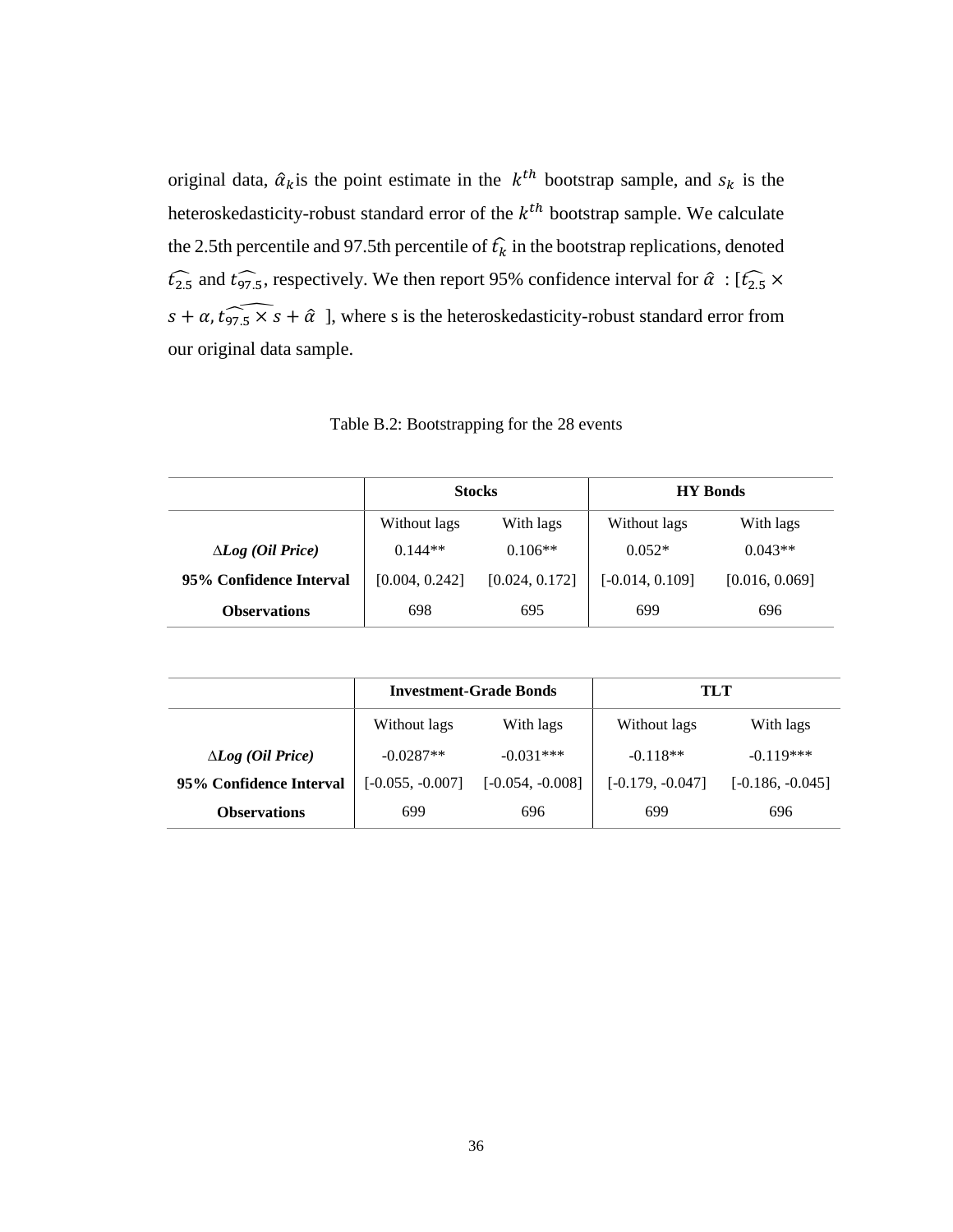original data, $\hat{\alpha}_k$ is the point estimate in the $k^{th}$ bootstrap sample, and $s_k$ is the heteroskedasticity-robust standard error of the $k^{th}$ bootstrap sample. We calculate the 2.5th percentile and 97.5th percentile of $\widehat{t_k}$ in the bootstrap replications, denoted $\widehat{t_{2.5}}$ and $\widehat{t_{97.5}}$, respectively. We then report 95% confidence interval for $\hat{\alpha}$ : $[\widehat{t_{2.5}} \times s + \alpha, \widehat{t_{97.5} \times s} + \hat{\alpha}]$, where s is the heteroskedasticity-robust standard error from our original data sample.

Table B.2: Bootstrapping for the 28 events

| | **Stocks** | | **HY Bonds** | |
|---|---|---|---|---|
| | Without lags | With lags | Without lags | With lags |
| ***ΔLog (Oil Price)*** | 0.144** | 0.106** | 0.052* | 0.043** |
| **95% Confidence Interval** | [0.004, 0.242] | [0.024, 0.172] | [-0.014, 0.109] | [0.016, 0.069] |
| **Observations** | 698 | 695 | 699 | 696 |

| | **Investment-Grade Bonds** | | **TLT** | |
|---|---|---|---|---|
| | Without lags | With lags | Without lags | With lags |
| ***ΔLog (Oil Price)*** | -0.0287** | -0.031*** | -0.118** | -0.119*** |
| **95% Confidence Interval** | [-0.055, -0.007] | [-0.054, -0.008] | [-0.179, -0.047] | [-0.186, -0.045] |
| **Observations** | 699 | 696 | 699 | 696 |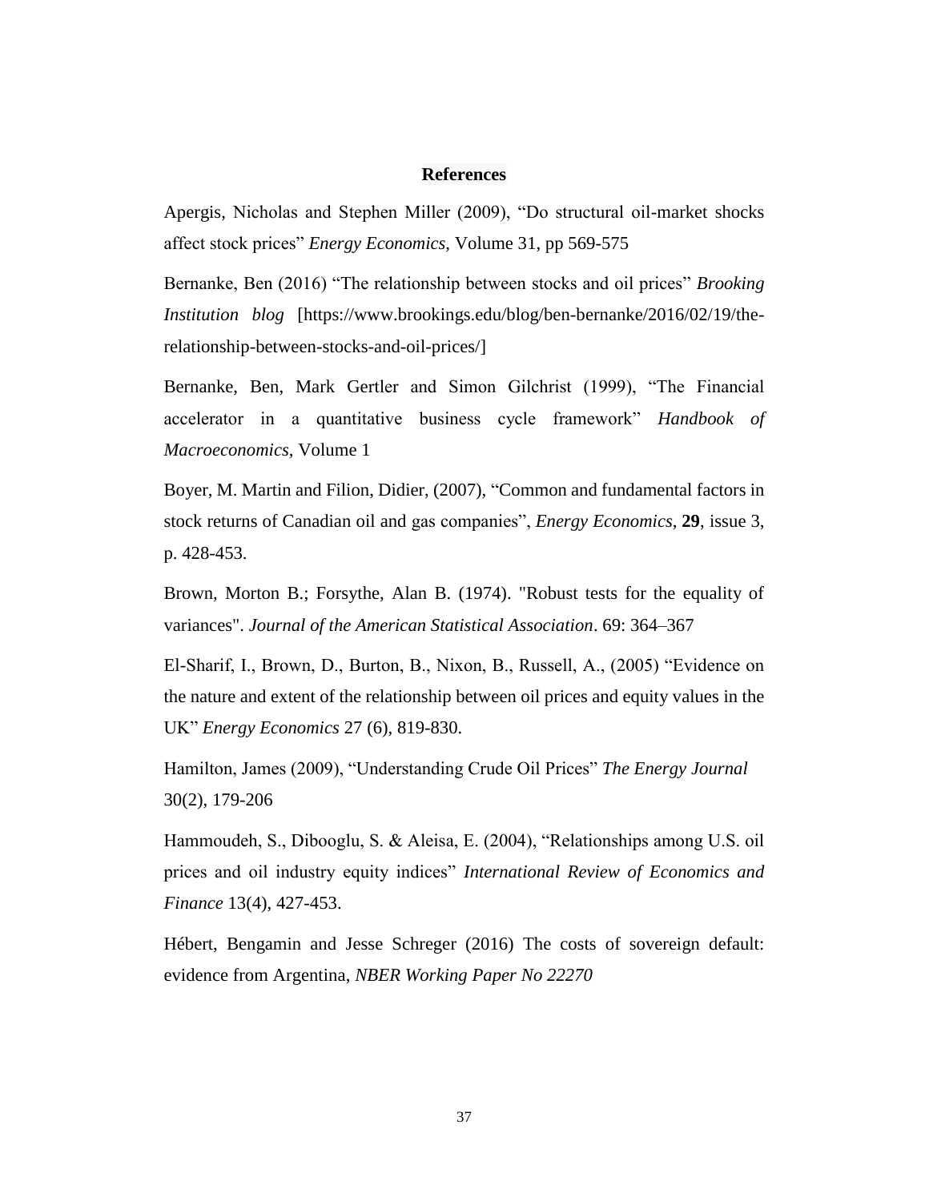## References

Apergis, Nicholas and Stephen Miller (2009), "Do structural oil-market shocks affect stock prices" *Energy Economics*, Volume 31, pp 569-575

Bernanke, Ben (2016) "The relationship between stocks and oil prices" *Brooking Institution blog* [https://www.brookings.edu/blog/ben-bernanke/2016/02/19/the-relationship-between-stocks-and-oil-prices/]

Bernanke, Ben, Mark Gertler and Simon Gilchrist (1999), "The Financial accelerator in a quantitative business cycle framework" *Handbook of Macroeconomics*, Volume 1

Boyer, M. Martin and Filion, Didier, (2007), "Common and fundamental factors in stock returns of Canadian oil and gas companies", *Energy Economics*, **29**, issue 3, p. 428-453.

Brown, Morton B.; Forsythe, Alan B. (1974). "Robust tests for the equality of variances". *Journal of the American Statistical Association*. 69: 364–367

El-Sharif, I., Brown, D., Burton, B., Nixon, B., Russell, A., (2005) "Evidence on the nature and extent of the relationship between oil prices and equity values in the UK" *Energy Economics* 27 (6), 819-830.

Hamilton, James (2009), "Understanding Crude Oil Prices" *The Energy Journal* 30(2), 179-206

Hammoudeh, S., Dibooglu, S. & Aleisa, E. (2004), "Relationships among U.S. oil prices and oil industry equity indices" *International Review of Economics and Finance* 13(4), 427-453.

Hébert, Bengamin and Jesse Schreger (2016) The costs of sovereign default: evidence from Argentina, *NBER Working Paper No 22270*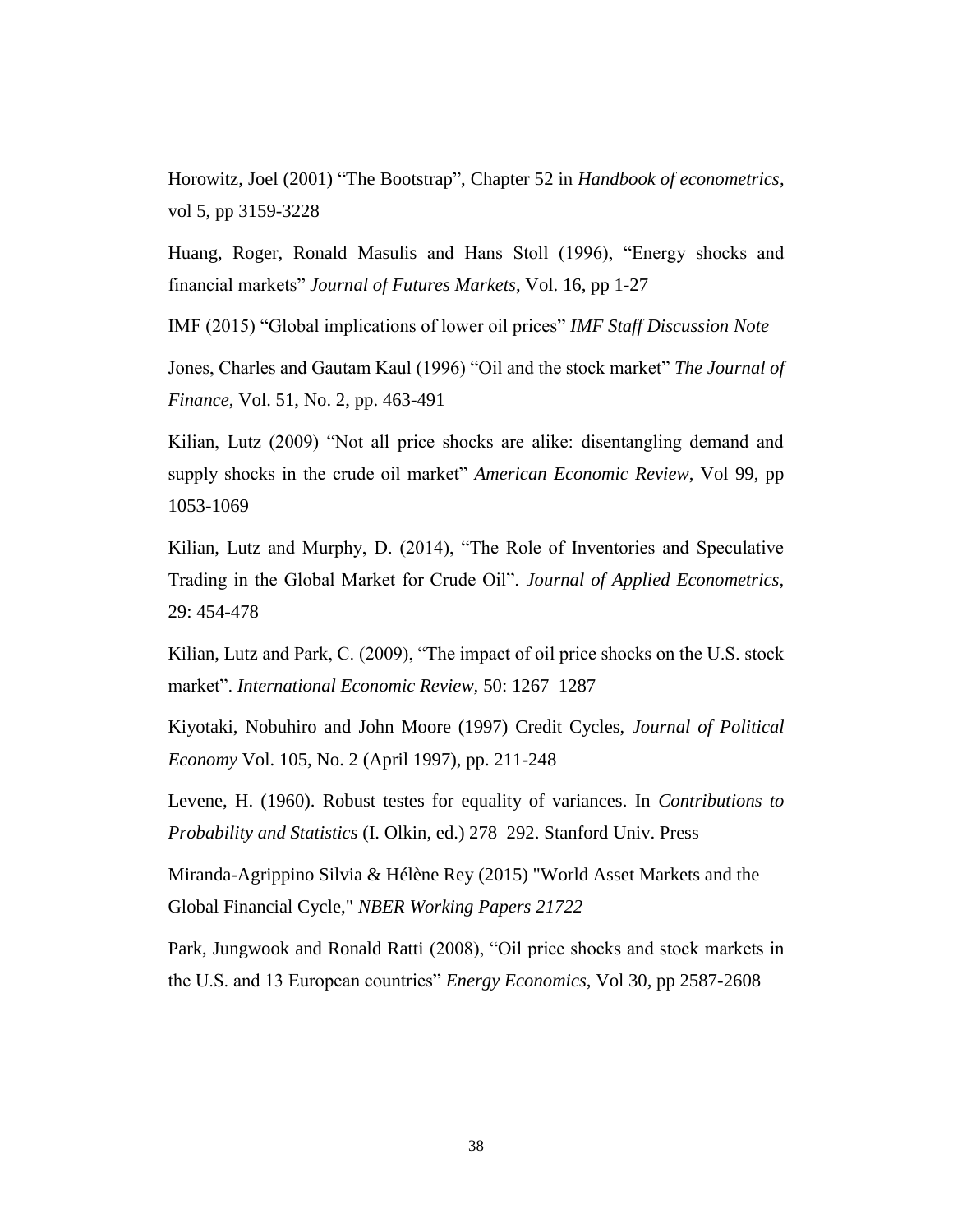Horowitz, Joel (2001) "The Bootstrap", Chapter 52 in *Handbook of econometrics*, vol 5, pp 3159-3228

Huang, Roger, Ronald Masulis and Hans Stoll (1996), "Energy shocks and financial markets" *Journal of Futures Markets*, Vol. 16, pp 1-27

IMF (2015) "Global implications of lower oil prices" *IMF Staff Discussion Note*

Jones, Charles and Gautam Kaul (1996) "Oil and the stock market" *The Journal of Finance*, Vol. 51, No. 2, pp. 463-491

Kilian, Lutz (2009) "Not all price shocks are alike: disentangling demand and supply shocks in the crude oil market" *American Economic Review*, Vol 99, pp 1053-1069

Kilian, Lutz and Murphy, D. (2014), "The Role of Inventories and Speculative Trading in the Global Market for Crude Oil". *Journal of Applied Econometrics,* 29: 454-478

Kilian, Lutz and Park, C. (2009), "The impact of oil price shocks on the U.S. stock market". *International Economic Review,* 50: 1267–1287

Kiyotaki, Nobuhiro and John Moore (1997) Credit Cycles, *Journal of Political Economy* Vol. 105, No. 2 (April 1997), pp. 211-248

Levene, H. (1960). Robust testes for equality of variances. In *Contributions to Probability and Statistics* (I. Olkin, ed.) 278–292. Stanford Univ. Press

Miranda-Agrippino Silvia & Hélène Rey (2015) "World Asset Markets and the Global Financial Cycle," *NBER Working Papers 21722*

Park, Jungwook and Ronald Ratti (2008), "Oil price shocks and stock markets in the U.S. and 13 European countries" *Energy Economics*, Vol 30, pp 2587-2608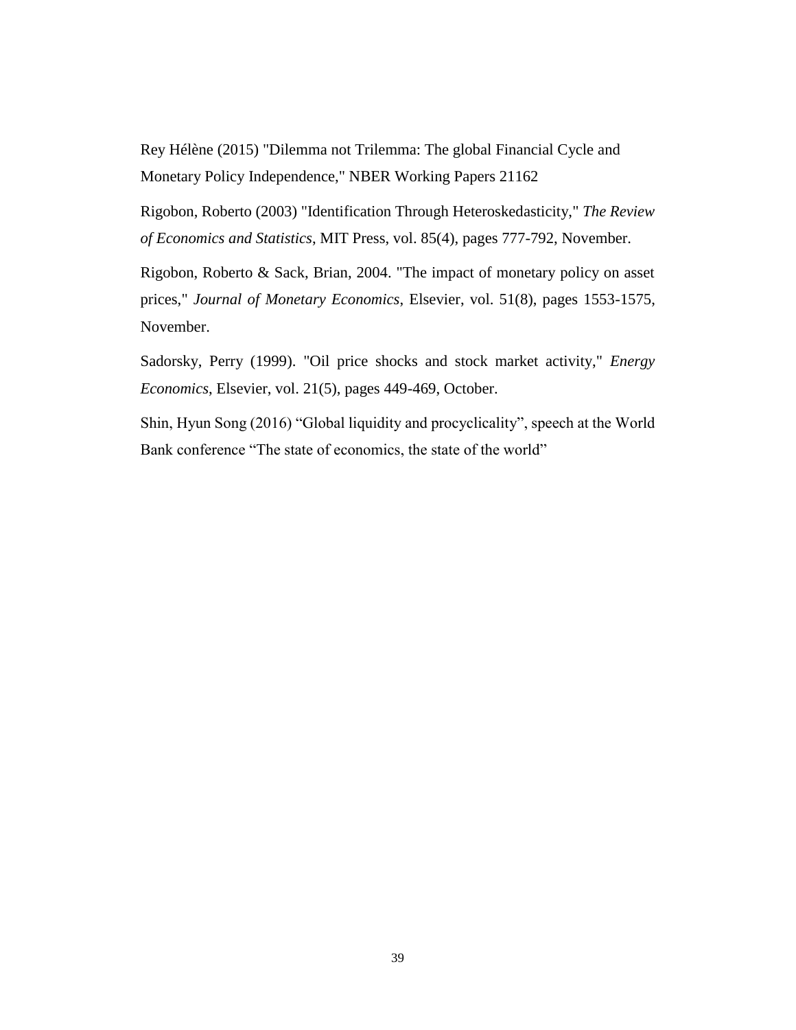Rey Hélène (2015) "Dilemma not Trilemma: The global Financial Cycle and Monetary Policy Independence," NBER Working Papers 21162

Rigobon, Roberto (2003) "Identification Through Heteroskedasticity," *The Review of Economics and Statistics*, MIT Press, vol. 85(4), pages 777-792, November.

Rigobon, Roberto & Sack, Brian, 2004. "The impact of monetary policy on asset prices," *Journal of Monetary Economics*, Elsevier, vol. 51(8), pages 1553-1575, November.

Sadorsky, Perry (1999). "Oil price shocks and stock market activity," *Energy Economics*, Elsevier, vol. 21(5), pages 449-469, October.

Shin, Hyun Song (2016) "Global liquidity and procyclicality", speech at the World Bank conference "The state of economics, the state of the world"